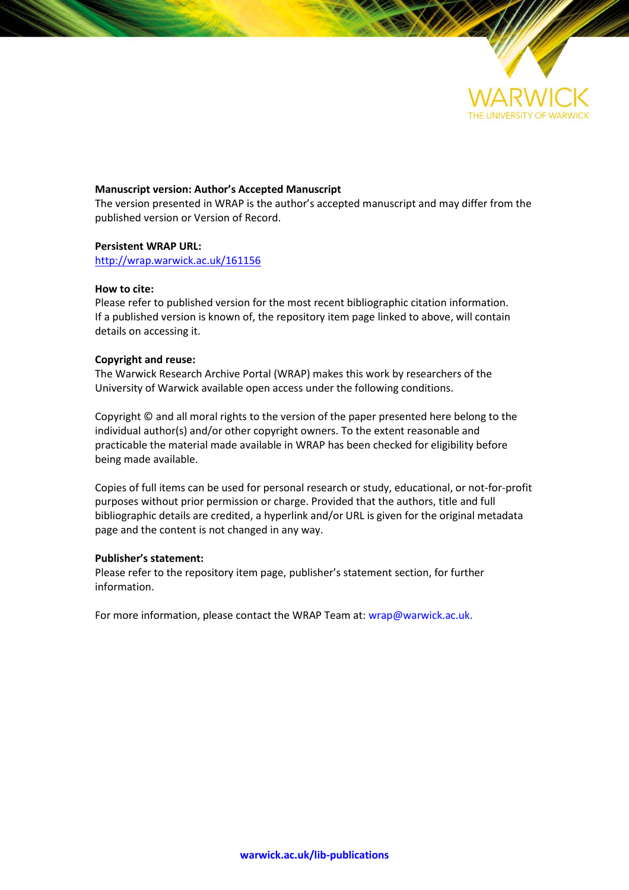**Manuscript version: Author's Accepted Manuscript**
The version presented in WRAP is the author's accepted manuscript and may differ from the published version or Version of Record.

**Persistent WRAP URL:**
http://wrap.warwick.ac.uk/161156

**How to cite:**
Please refer to published version for the most recent bibliographic citation information. If a published version is known of, the repository item page linked to above, will contain details on accessing it.

**Copyright and reuse:**
The Warwick Research Archive Portal (WRAP) makes this work by researchers of the University of Warwick available open access under the following conditions.

Copyright © and all moral rights to the version of the paper presented here belong to the individual author(s) and/or other copyright owners. To the extent reasonable and practicable the material made available in WRAP has been checked for eligibility before being made available.

Copies of full items can be used for personal research or study, educational, or not-for-profit purposes without prior permission or charge. Provided that the authors, title and full bibliographic details are credited, a hyperlink and/or URL is given for the original metadata page and the content is not changed in any way.

**Publisher's statement:**
Please refer to the repository item page, publisher's statement section, for further information.

For more information, please contact the WRAP Team at: wrap@warwick.ac.uk.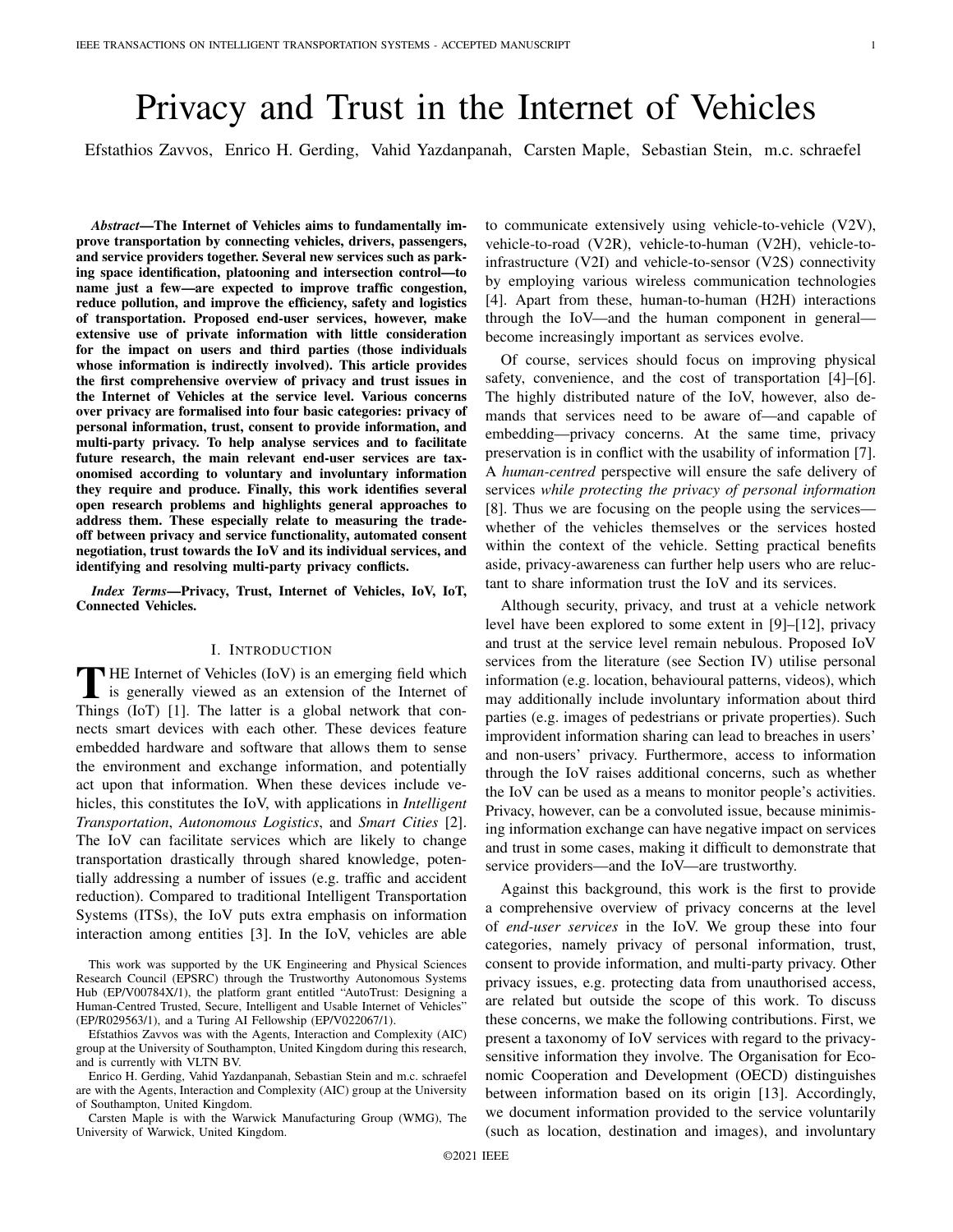# Privacy and Trust in the Internet of Vehicles

Efstathios Zavvos, Enrico H. Gerding, Vahid Yazdanpanah, Carsten Maple, Sebastian Stein, m.c. schraefel

***Abstract*—The Internet of Vehicles aims to fundamentally improve transportation by connecting vehicles, drivers, passengers, and service providers together. Several new services such as parking space identification, platooning and intersection control—to name just a few—are expected to improve traffic congestion, reduce pollution, and improve the efficiency, safety and logistics of transportation. Proposed end-user services, however, make extensive use of private information with little consideration for the impact on users and third parties (those individuals whose information is indirectly involved). This article provides the first comprehensive overview of privacy and trust issues in the Internet of Vehicles at the service level. Various concerns over privacy are formalised into four basic categories: privacy of personal information, trust, consent to provide information, and multi-party privacy. To help analyse services and to facilitate future research, the main relevant end-user services are taxonomised according to voluntary and involuntary information they require and produce. Finally, this work identifies several open research problems and highlights general approaches to address them. These especially relate to measuring the trade-off between privacy and service functionality, automated consent negotiation, trust towards the IoV and its individual services, and identifying and resolving multi-party privacy conflicts.**

***Index Terms*—Privacy, Trust, Internet of Vehicles, IoV, IoT, Connected Vehicles.**

## I. Introduction

The Internet of Vehicles (IoV) is an emerging field which is generally viewed as an extension of the Internet of Things (IoT) [1]. The latter is a global network that connects smart devices with each other. These devices feature embedded hardware and software that allows them to sense the environment and exchange information, and potentially act upon that information. When these devices include vehicles, this constitutes the IoV, with applications in *Intelligent Transportation*, *Autonomous Logistics*, and *Smart Cities* [2]. The IoV can facilitate services which are likely to change transportation drastically through shared knowledge, potentially addressing a number of issues (e.g. traffic and accident reduction). Compared to traditional Intelligent Transportation Systems (ITSs), the IoV puts extra emphasis on information interaction among entities [3]. In the IoV, vehicles are able to communicate extensively using vehicle-to-vehicle (V2V), vehicle-to-road (V2R), vehicle-to-human (V2H), vehicle-to-infrastructure (V2I) and vehicle-to-sensor (V2S) connectivity by employing various wireless communication technologies [4]. Apart from these, human-to-human (H2H) interactions through the IoV—and the human component in general—become increasingly important as services evolve.

Of course, services should focus on improving physical safety, convenience, and the cost of transportation [4]–[6]. The highly distributed nature of the IoV, however, also demands that services need to be aware of—and capable of embedding—privacy concerns. At the same time, privacy preservation is in conflict with the usability of information [7]. A *human-centred* perspective will ensure the safe delivery of services *while protecting the privacy of personal information* [8]. Thus we are focusing on the people using the services—whether of the vehicles themselves or the services hosted within the context of the vehicle. Setting practical benefits aside, privacy-awareness can further help users who are reluctant to share information trust the IoV and its services.

Although security, privacy, and trust at a vehicle network level have been explored to some extent in [9]–[12], privacy and trust at the service level remain nebulous. Proposed IoV services from the literature (see Section IV) utilise personal information (e.g. location, behavioural patterns, videos), which may additionally include involuntary information about third parties (e.g. images of pedestrians or private properties). Such improvident information sharing can lead to breaches in users' and non-users' privacy. Furthermore, access to information through the IoV raises additional concerns, such as whether the IoV can be used as a means to monitor people's activities. Privacy, however, can be a convoluted issue, because minimising information exchange can have negative impact on services and trust in some cases, making it difficult to demonstrate that service providers—and the IoV—are trustworthy.

Against this background, this work is the first to provide a comprehensive overview of privacy concerns at the level of *end-user services* in the IoV. We group these into four categories, namely privacy of personal information, trust, consent to provide information, and multi-party privacy. Other privacy issues, e.g. protecting data from unauthorised access, are related but outside the scope of this work. To discuss these concerns, we make the following contributions. First, we present a taxonomy of IoV services with regard to the privacy-sensitive information they involve. The Organisation for Economic Cooperation and Development (OECD) distinguishes between information based on its origin [13]. Accordingly, we document information provided to the service voluntarily (such as location, destination and images), and involuntary

This work was supported by the UK Engineering and Physical Sciences Research Council (EPSRC) through the Trustworthy Autonomous Systems Hub (EP/V00784X/1), the platform grant entitled "AutoTrust: Designing a Human-Centred Trusted, Secure, Intelligent and Usable Internet of Vehicles" (EP/R029563/1), and a Turing AI Fellowship (EP/V022067/1).

Efstathios Zavvos was with the Agents, Interaction and Complexity (AIC) group at the University of Southampton, United Kingdom during this research, and is currently with VLTN BV.

Enrico H. Gerding, Vahid Yazdanpanah, Sebastian Stein and m.c. schraefel are with the Agents, Interaction and Complexity (AIC) group at the University of Southampton, United Kingdom.

Carsten Maple is with the Warwick Manufacturing Group (WMG), The University of Warwick, United Kingdom.

©2021 IEEE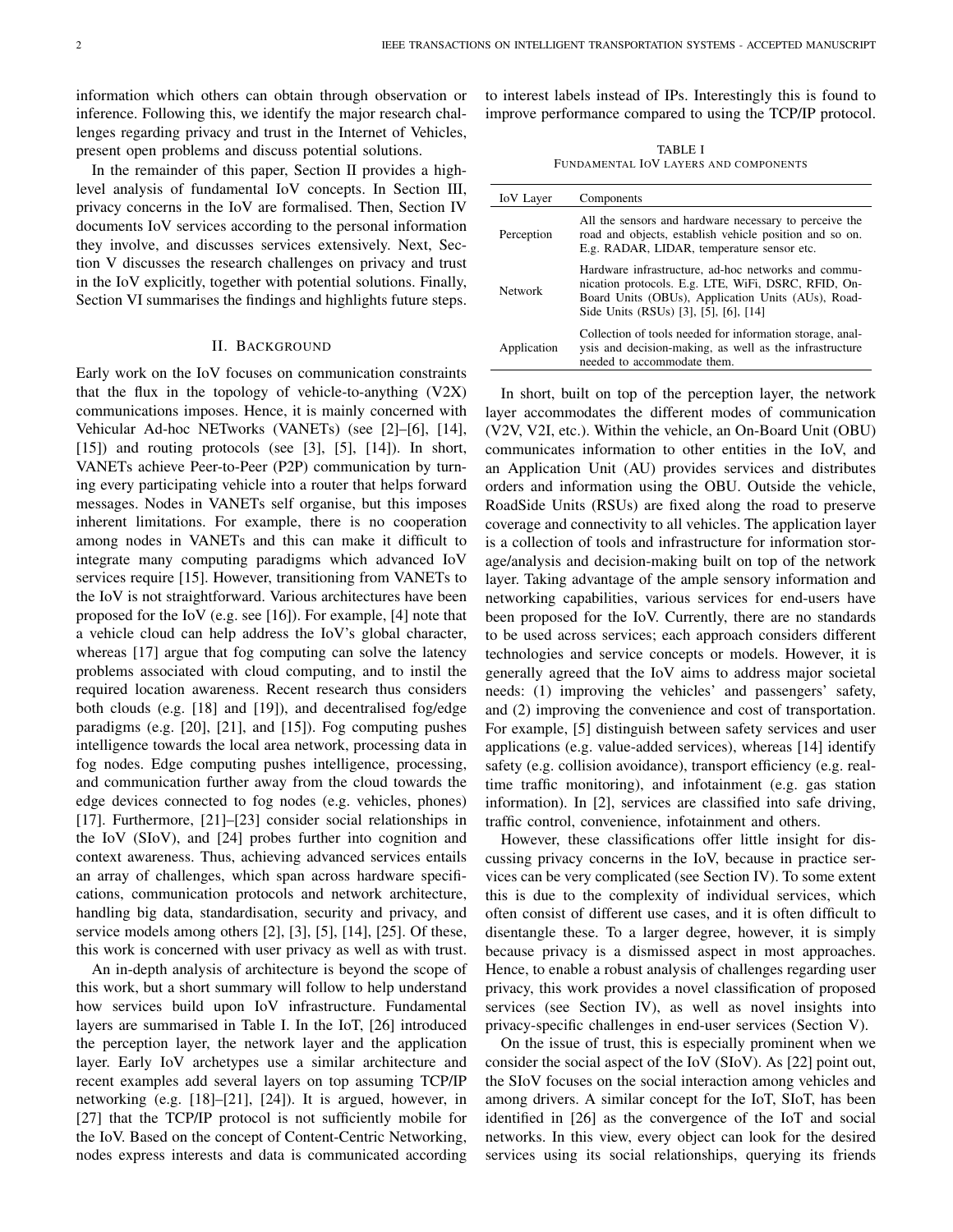information which others can obtain through observation or inference. Following this, we identify the major research challenges regarding privacy and trust in the Internet of Vehicles, present open problems and discuss potential solutions.

In the remainder of this paper, Section II provides a high-level analysis of fundamental IoV concepts. In Section III, privacy concerns in the IoV are formalised. Then, Section IV documents IoV services according to the personal information they involve, and discusses services extensively. Next, Section V discusses the research challenges on privacy and trust in the IoV explicitly, together with potential solutions. Finally, Section VI summarises the findings and highlights future steps.

## II. Background

Early work on the IoV focuses on communication constraints that the flux in the topology of vehicle-to-anything (V2X) communications imposes. Hence, it is mainly concerned with Vehicular Ad-hoc NETworks (VANETs) (see [2]–[6], [14], [15]) and routing protocols (see [3], [5], [14]). In short, VANETs achieve Peer-to-Peer (P2P) communication by turning every participating vehicle into a router that helps forward messages. Nodes in VANETs self organise, but this imposes inherent limitations. For example, there is no cooperation among nodes in VANETs and this can make it difficult to integrate many computing paradigms which advanced IoV services require [15]. However, transitioning from VANETs to the IoV is not straightforward. Various architectures have been proposed for the IoV (e.g. see [16]). For example, [4] note that a vehicle cloud can help address the IoV's global character, whereas [17] argue that fog computing can solve the latency problems associated with cloud computing, and to instil the required location awareness. Recent research thus considers both clouds (e.g. [18] and [19]), and decentralised fog/edge paradigms (e.g. [20], [21], and [15]). Fog computing pushes intelligence towards the local area network, processing data in fog nodes. Edge computing pushes intelligence, processing, and communication further away from the cloud towards the edge devices connected to fog nodes (e.g. vehicles, phones) [17]. Furthermore, [21]–[23] consider social relationships in the IoV (SIoV), and [24] probes further into cognition and context awareness. Thus, achieving advanced services entails an array of challenges, which span across hardware specifications, communication protocols and network architecture, handling big data, standardisation, security and privacy, and service models among others [2], [3], [5], [14], [25]. Of these, this work is concerned with user privacy as well as with trust.

An in-depth analysis of architecture is beyond the scope of this work, but a short summary will follow to help understand how services build upon IoV infrastructure. Fundamental layers are summarised in Table I. In the IoT, [26] introduced the perception layer, the network layer and the application layer. Early IoV archetypes use a similar architecture and recent examples add several layers on top assuming TCP/IP networking (e.g. [18]–[21], [24]). It is argued, however, in [27] that the TCP/IP protocol is not sufficiently mobile for the IoV. Based on the concept of Content-Centric Networking, nodes express interests and data is communicated according to interest labels instead of IPs. Interestingly this is found to improve performance compared to using the TCP/IP protocol.

TABLE I
FUNDAMENTAL IOV LAYERS AND COMPONENTS

| IoV Layer | Components |
|---|---|
| Perception | All the sensors and hardware necessary to perceive the road and objects, establish vehicle position and so on. E.g. RADAR, LIDAR, temperature sensor etc. |
| Network | Hardware infrastructure, ad-hoc networks and communication protocols. E.g. LTE, WiFi, DSRC, RFID, On-Board Units (OBUs), Application Units (AUs), Road-Side Units (RSUs) [3], [5], [6], [14] |
| Application | Collection of tools needed for information storage, analysis and decision-making, as well as the infrastructure needed to accommodate them. |

In short, built on top of the perception layer, the network layer accommodates the different modes of communication (V2V, V2I, etc.). Within the vehicle, an On-Board Unit (OBU) communicates information to other entities in the IoV, and an Application Unit (AU) provides services and distributes orders and information using the OBU. Outside the vehicle, RoadSide Units (RSUs) are fixed along the road to preserve coverage and connectivity to all vehicles. The application layer is a collection of tools and infrastructure for information storage/analysis and decision-making built on top of the network layer. Taking advantage of the ample sensory information and networking capabilities, various services for end-users have been proposed for the IoV. Currently, there are no standards to be used across services; each approach considers different technologies and service concepts or models. However, it is generally agreed that the IoV aims to address major societal needs: (1) improving the vehicles' and passengers' safety, and (2) improving the convenience and cost of transportation. For example, [5] distinguish between safety services and user applications (e.g. value-added services), whereas [14] identify safety (e.g. collision avoidance), transport efficiency (e.g. real-time traffic monitoring), and infotainment (e.g. gas station information). In [2], services are classified into safe driving, traffic control, convenience, infotainment and others.

However, these classifications offer little insight for discussing privacy concerns in the IoV, because in practice services can be very complicated (see Section IV). To some extent this is due to the complexity of individual services, which often consist of different use cases, and it is often difficult to disentangle these. To a larger degree, however, it is simply because privacy is a dismissed aspect in most approaches. Hence, to enable a robust analysis of challenges regarding user privacy, this work provides a novel classification of proposed services (see Section IV), as well as novel insights into privacy-specific challenges in end-user services (Section V).

On the issue of trust, this is especially prominent when we consider the social aspect of the IoV (SIoV). As [22] point out, the SIoV focuses on the social interaction among vehicles and among drivers. A similar concept for the IoT, SIoT, has been identified in [26] as the convergence of the IoT and social networks. In this view, every object can look for the desired services using its social relationships, querying its friends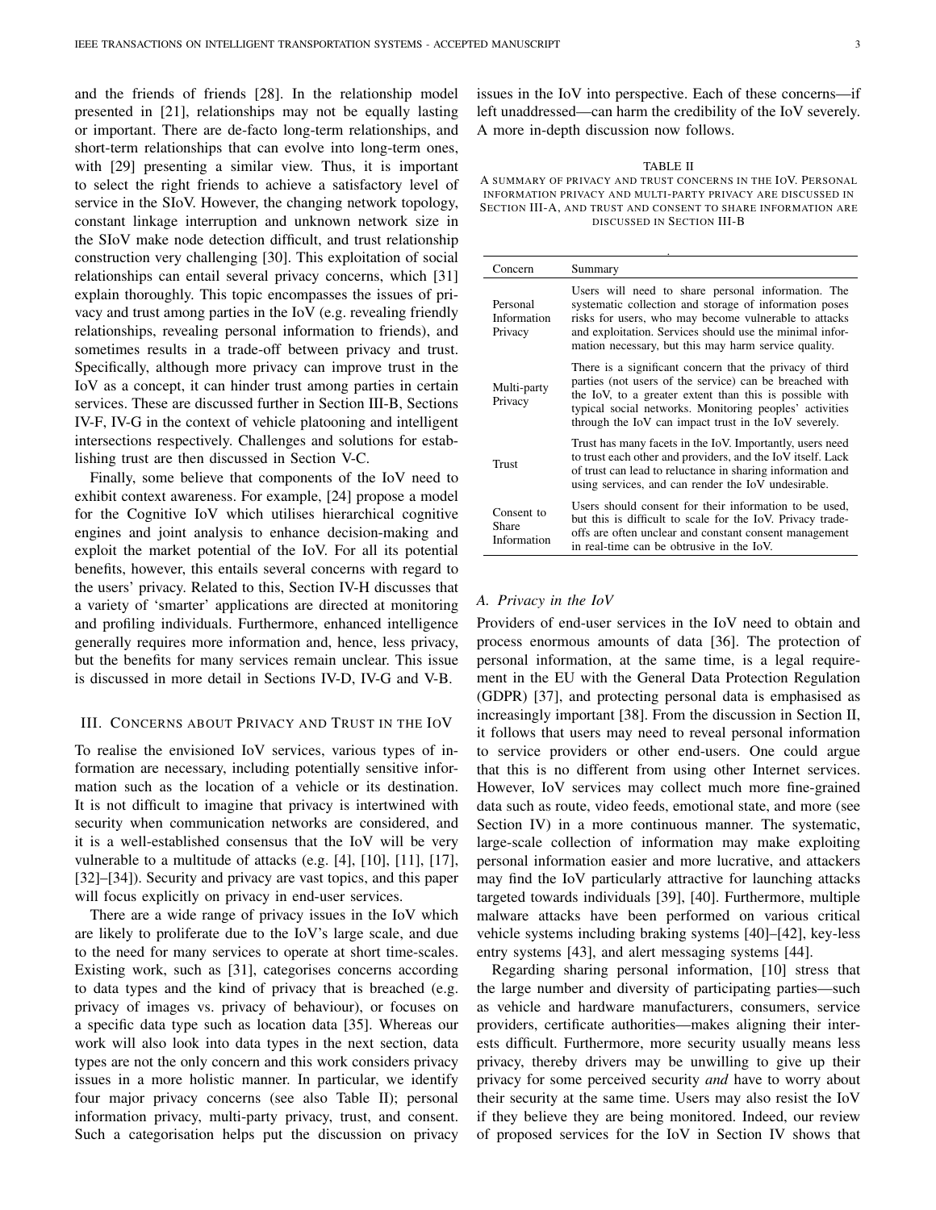and the friends of friends [28]. In the relationship model presented in [21], relationships may not be equally lasting or important. There are de-facto long-term relationships, and short-term relationships that can evolve into long-term ones, with [29] presenting a similar view. Thus, it is important to select the right friends to achieve a satisfactory level of service in the SIoV. However, the changing network topology, constant linkage interruption and unknown network size in the SIoV make node detection difficult, and trust relationship construction very challenging [30]. This exploitation of social relationships can entail several privacy concerns, which [31] explain thoroughly. This topic encompasses the issues of privacy and trust among parties in the IoV (e.g. revealing friendly relationships, revealing personal information to friends), and sometimes results in a trade-off between privacy and trust. Specifically, although more privacy can improve trust in the IoV as a concept, it can hinder trust among parties in certain services. These are discussed further in Section III-B, Sections IV-F, IV-G in the context of vehicle platooning and intelligent intersections respectively. Challenges and solutions for establishing trust are then discussed in Section V-C.

Finally, some believe that components of the IoV need to exhibit context awareness. For example, [24] propose a model for the Cognitive IoV which utilises hierarchical cognitive engines and joint analysis to enhance decision-making and exploit the market potential of the IoV. For all its potential benefits, however, this entails several concerns with regard to the users' privacy. Related to this, Section IV-H discusses that a variety of 'smarter' applications are directed at monitoring and profiling individuals. Furthermore, enhanced intelligence generally requires more information and, hence, less privacy, but the benefits for many services remain unclear. This issue is discussed in more detail in Sections IV-D, IV-G and V-B.

## III. Concerns about Privacy and Trust in the IoV

To realise the envisioned IoV services, various types of information are necessary, including potentially sensitive information such as the location of a vehicle or its destination. It is not difficult to imagine that privacy is intertwined with security when communication networks are considered, and it is a well-established consensus that the IoV will be very vulnerable to a multitude of attacks (e.g. [4], [10], [11], [17], [32]–[34]). Security and privacy are vast topics, and this paper will focus explicitly on privacy in end-user services.

There are a wide range of privacy issues in the IoV which are likely to proliferate due to the IoV's large scale, and due to the need for many services to operate at short time-scales. Existing work, such as [31], categorises concerns according to data types and the kind of privacy that is breached (e.g. privacy of images vs. privacy of behaviour), or focuses on a specific data type such as location data [35]. Whereas our work will also look into data types in the next section, data types are not the only concern and this work considers privacy issues in a more holistic manner. In particular, we identify four major privacy concerns (see also Table II); personal information privacy, multi-party privacy, trust, and consent. Such a categorisation helps put the discussion on privacy issues in the IoV into perspective. Each of these concerns—if left unaddressed—can harm the credibility of the IoV severely. A more in-depth discussion now follows.

TABLE II
A summary of privacy and trust concerns in the IoV. Personal information privacy and multi-party privacy are discussed in Section III-A, and trust and consent to share information are discussed in Section III-B

| Concern | Summary |
|---|---|
| Personal Information Privacy | Users will need to share personal information. The systematic collection and storage of information poses risks for users, who may become vulnerable to attacks and exploitation. Services should use the minimal information necessary, but this may harm service quality. |
| Multi-party Privacy | There is a significant concern that the privacy of third parties (not users of the service) can be breached with the IoV, to a greater extent than this is possible with typical social networks. Monitoring peoples' activities through the IoV can impact trust in the IoV severely. |
| Trust | Trust has many facets in the IoV. Importantly, users need to trust each other and providers, and the IoV itself. Lack of trust can lead to reluctance in sharing information and using services, and can render the IoV undesirable. |
| Consent to Share Information | Users should consent for their information to be used, but this is difficult to scale for the IoV. Privacy trade-offs are often unclear and constant consent management in real-time can be obtrusive in the IoV. |

### A. Privacy in the IoV

Providers of end-user services in the IoV need to obtain and process enormous amounts of data [36]. The protection of personal information, at the same time, is a legal requirement in the EU with the General Data Protection Regulation (GDPR) [37], and protecting personal data is emphasised as increasingly important [38]. From the discussion in Section II, it follows that users may need to reveal personal information to service providers or other end-users. One could argue that this is no different from using other Internet services. However, IoV services may collect much more fine-grained data such as route, video feeds, emotional state, and more (see Section IV) in a more continuous manner. The systematic, large-scale collection of information may make exploiting personal information easier and more lucrative, and attackers may find the IoV particularly attractive for launching attacks targeted towards individuals [39], [40]. Furthermore, multiple malware attacks have been performed on various critical vehicle systems including braking systems [40]–[42], key-less entry systems [43], and alert messaging systems [44].

Regarding sharing personal information, [10] stress that the large number and diversity of participating parties—such as vehicle and hardware manufacturers, consumers, service providers, certificate authorities—makes aligning their interests difficult. Furthermore, more security usually means less privacy, thereby drivers may be unwilling to give up their privacy for some perceived security *and* have to worry about their security at the same time. Users may also resist the IoV if they believe they are being monitored. Indeed, our review of proposed services for the IoV in Section IV shows that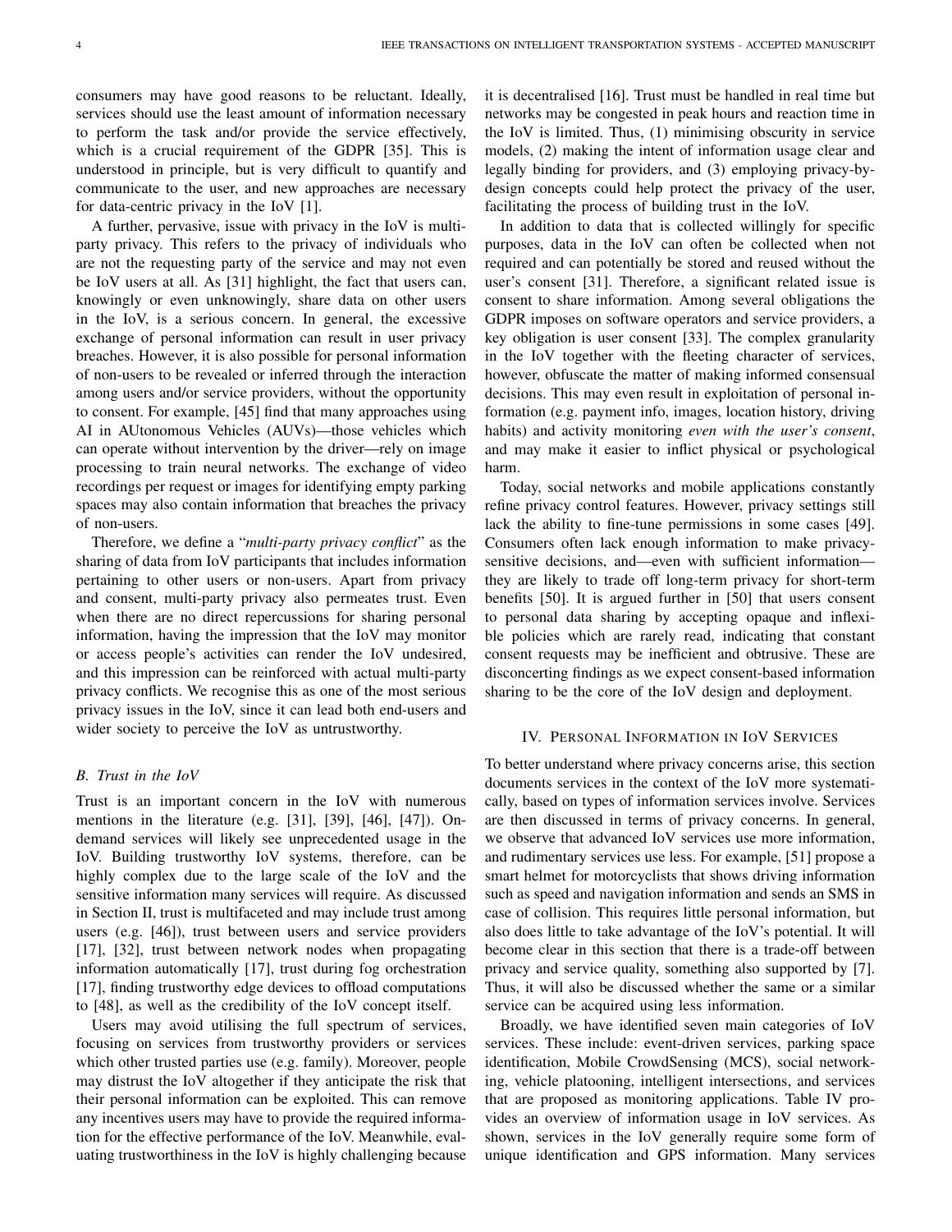consumers may have good reasons to be reluctant. Ideally, services should use the least amount of information necessary to perform the task and/or provide the service effectively, which is a crucial requirement of the GDPR [35]. This is understood in principle, but is very difficult to quantify and communicate to the user, and new approaches are necessary for data-centric privacy in the IoV [1].

A further, pervasive, issue with privacy in the IoV is multi-party privacy. This refers to the privacy of individuals who are not the requesting party of the service and may not even be IoV users at all. As [31] highlight, the fact that users can, knowingly or even unknowingly, share data on other users in the IoV, is a serious concern. In general, the excessive exchange of personal information can result in user privacy breaches. However, it is also possible for personal information of non-users to be revealed or inferred through the interaction among users and/or service providers, without the opportunity to consent. For example, [45] find that many approaches using AI in AUtonomous Vehicles (AUVs)—those vehicles which can operate without intervention by the driver—rely on image processing to train neural networks. The exchange of video recordings per request or images for identifying empty parking spaces may also contain information that breaches the privacy of non-users.

Therefore, we define a "*multi-party privacy conflict*" as the sharing of data from IoV participants that includes information pertaining to other users or non-users. Apart from privacy and consent, multi-party privacy also permeates trust. Even when there are no direct repercussions for sharing personal information, having the impression that the IoV may monitor or access people's activities can render the IoV undesired, and this impression can be reinforced with actual multi-party privacy conflicts. We recognise this as one of the most serious privacy issues in the IoV, since it can lead both end-users and wider society to perceive the IoV as untrustworthy.

### B. Trust in the IoV

Trust is an important concern in the IoV with numerous mentions in the literature (e.g. [31], [39], [46], [47]). On-demand services will likely see unprecedented usage in the IoV. Building trustworthy IoV systems, therefore, can be highly complex due to the large scale of the IoV and the sensitive information many services will require. As discussed in Section II, trust is multifaceted and may include trust among users (e.g. [46]), trust between users and service providers [17], [32], trust between network nodes when propagating information automatically [17], trust during fog orchestration [17], finding trustworthy edge devices to offload computations to [48], as well as the credibility of the IoV concept itself.

Users may avoid utilising the full spectrum of services, focusing on services from trustworthy providers or services which other trusted parties use (e.g. family). Moreover, people may distrust the IoV altogether if they anticipate the risk that their personal information can be exploited. This can remove any incentives users may have to provide the required information for the effective performance of the IoV. Meanwhile, evaluating trustworthiness in the IoV is highly challenging because it is decentralised [16]. Trust must be handled in real time but networks may be congested in peak hours and reaction time in the IoV is limited. Thus, (1) minimising obscurity in service models, (2) making the intent of information usage clear and legally binding for providers, and (3) employing privacy-by-design concepts could help protect the privacy of the user, facilitating the process of building trust in the IoV.

In addition to data that is collected willingly for specific purposes, data in the IoV can often be collected when not required and can potentially be stored and reused without the user's consent [31]. Therefore, a significant related issue is consent to share information. Among several obligations the GDPR imposes on software operators and service providers, a key obligation is user consent [33]. The complex granularity in the IoV together with the fleeting character of services, however, obfuscate the matter of making informed consensual decisions. This may even result in exploitation of personal information (e.g. payment info, images, location history, driving habits) and activity monitoring *even with the user's consent*, and may make it easier to inflict physical or psychological harm.

Today, social networks and mobile applications constantly refine privacy control features. However, privacy settings still lack the ability to fine-tune permissions in some cases [49]. Consumers often lack enough information to make privacy-sensitive decisions, and—even with sufficient information—they are likely to trade off long-term privacy for short-term benefits [50]. It is argued further in [50] that users consent to personal data sharing by accepting opaque and inflexible policies which are rarely read, indicating that constant consent requests may be inefficient and obtrusive. These are disconcerting findings as we expect consent-based information sharing to be the core of the IoV design and deployment.

## IV. Personal Information in IoV Services

To better understand where privacy concerns arise, this section documents services in the context of the IoV more systematically, based on types of information services involve. Services are then discussed in terms of privacy concerns. In general, we observe that advanced IoV services use more information, and rudimentary services use less. For example, [51] propose a smart helmet for motorcyclists that shows driving information such as speed and navigation information and sends an SMS in case of collision. This requires little personal information, but also does little to take advantage of the IoV's potential. It will become clear in this section that there is a trade-off between privacy and service quality, something also supported by [7]. Thus, it will also be discussed whether the same or a similar service can be acquired using less information.

Broadly, we have identified seven main categories of IoV services. These include: event-driven services, parking space identification, Mobile CrowdSensing (MCS), social networking, vehicle platooning, intelligent intersections, and services that are proposed as monitoring applications. Table IV provides an overview of information usage in IoV services. As shown, services in the IoV generally require some form of unique identification and GPS information. Many services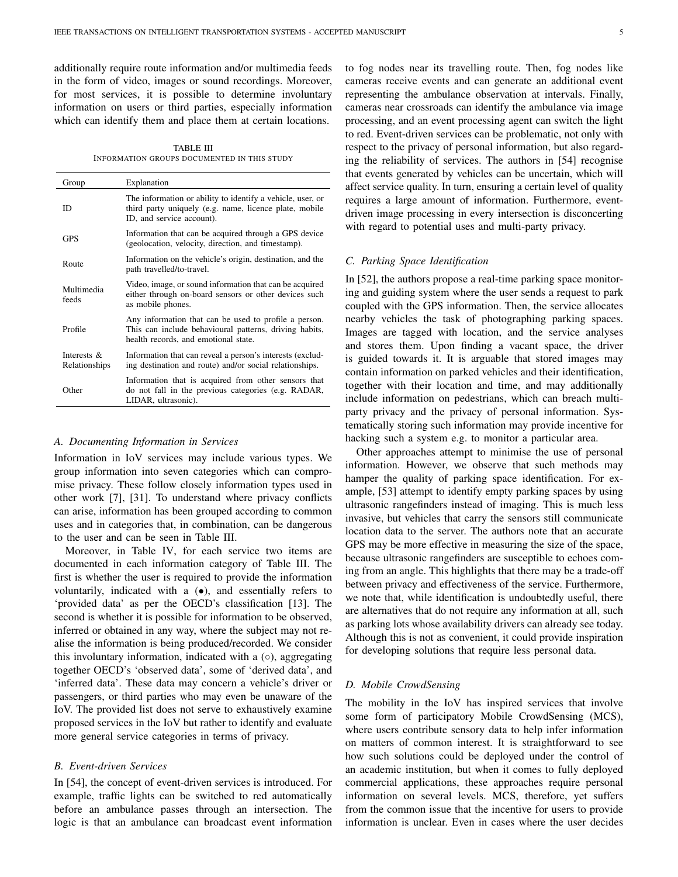additionally require route information and/or multimedia feeds in the form of video, images or sound recordings. Moreover, for most services, it is possible to determine involuntary information on users or third parties, especially information which can identify them and place them at certain locations.

TABLE III
INFORMATION GROUPS DOCUMENTED IN THIS STUDY

| Group | Explanation |
|---|---|
| ID | The information or ability to identify a vehicle, user, or third party uniquely (e.g. name, licence plate, mobile ID, and service account). |
| GPS | Information that can be acquired through a GPS device (geolocation, velocity, direction, and timestamp). |
| Route | Information on the vehicle's origin, destination, and the path travelled/to-travel. |
| Multimedia feeds | Video, image, or sound information that can be acquired either through on-board sensors or other devices such as mobile phones. |
| Profile | Any information that can be used to profile a person. This can include behavioural patterns, driving habits, health records, and emotional state. |
| Interests & Relationships | Information that can reveal a person's interests (excluding destination and route) and/or social relationships. |
| Other | Information that is acquired from other sensors that do not fall in the previous categories (e.g. RADAR, LIDAR, ultrasonic). |

### A. Documenting Information in Services

Information in IoV services may include various types. We group information into seven categories which can compromise privacy. These follow closely information types used in other work [7], [31]. To understand where privacy conflicts can arise, information has been grouped according to common uses and in categories that, in combination, can be dangerous to the user and can be seen in Table III.

Moreover, in Table IV, for each service two items are documented in each information category of Table III. The first is whether the user is required to provide the information voluntarily, indicated with a (•), and essentially refers to 'provided data' as per the OECD's classification [13]. The second is whether it is possible for information to be observed, inferred or obtained in any way, where the subject may not realise the information is being produced/recorded. We consider this involuntary information, indicated with a (○), aggregating together OECD's 'observed data', some of 'derived data', and 'inferred data'. These data may concern a vehicle's driver or passengers, or third parties who may even be unaware of the IoV. The provided list does not serve to exhaustively examine proposed services in the IoV but rather to identify and evaluate more general service categories in terms of privacy.

### B. Event-driven Services

In [54], the concept of event-driven services is introduced. For example, traffic lights can be switched to red automatically before an ambulance passes through an intersection. The logic is that an ambulance can broadcast event information to fog nodes near its travelling route. Then, fog nodes like cameras receive events and can generate an additional event representing the ambulance observation at intervals. Finally, cameras near crossroads can identify the ambulance via image processing, and an event processing agent can switch the light to red. Event-driven services can be problematic, not only with respect to the privacy of personal information, but also regarding the reliability of services. The authors in [54] recognise that events generated by vehicles can be uncertain, which will affect service quality. In turn, ensuring a certain level of quality requires a large amount of information. Furthermore, event-driven image processing in every intersection is disconcerting with regard to potential uses and multi-party privacy.

### C. Parking Space Identification

In [52], the authors propose a real-time parking space monitoring and guiding system where the user sends a request to park coupled with the GPS information. Then, the service allocates nearby vehicles the task of photographing parking spaces. Images are tagged with location, and the service analyses and stores them. Upon finding a vacant space, the driver is guided towards it. It is arguable that stored images may contain information on parked vehicles and their identification, together with their location and time, and may additionally include information on pedestrians, which can breach multi-party privacy and the privacy of personal information. Systematically storing such information may provide incentive for hacking such a system e.g. to monitor a particular area.

Other approaches attempt to minimise the use of personal information. However, we observe that such methods may hamper the quality of parking space identification. For example, [53] attempt to identify empty parking spaces by using ultrasonic rangefinders instead of imaging. This is much less invasive, but vehicles that carry the sensors still communicate location data to the server. The authors note that an accurate GPS may be more effective in measuring the size of the space, because ultrasonic rangefinders are susceptible to echoes coming from an angle. This highlights that there may be a trade-off between privacy and effectiveness of the service. Furthermore, we note that, while identification is undoubtedly useful, there are alternatives that do not require any information at all, such as parking lots whose availability drivers can already see today. Although this is not as convenient, it could provide inspiration for developing solutions that require less personal data.

### D. Mobile CrowdSensing

The mobility in the IoV has inspired services that involve some form of participatory Mobile CrowdSensing (MCS), where users contribute sensory data to help infer information on matters of common interest. It is straightforward to see how such solutions could be deployed under the control of an academic institution, but when it comes to fully deployed commercial applications, these approaches require personal information on several levels. MCS, therefore, yet suffers from the common issue that the incentive for users to provide information is unclear. Even in cases where the user decides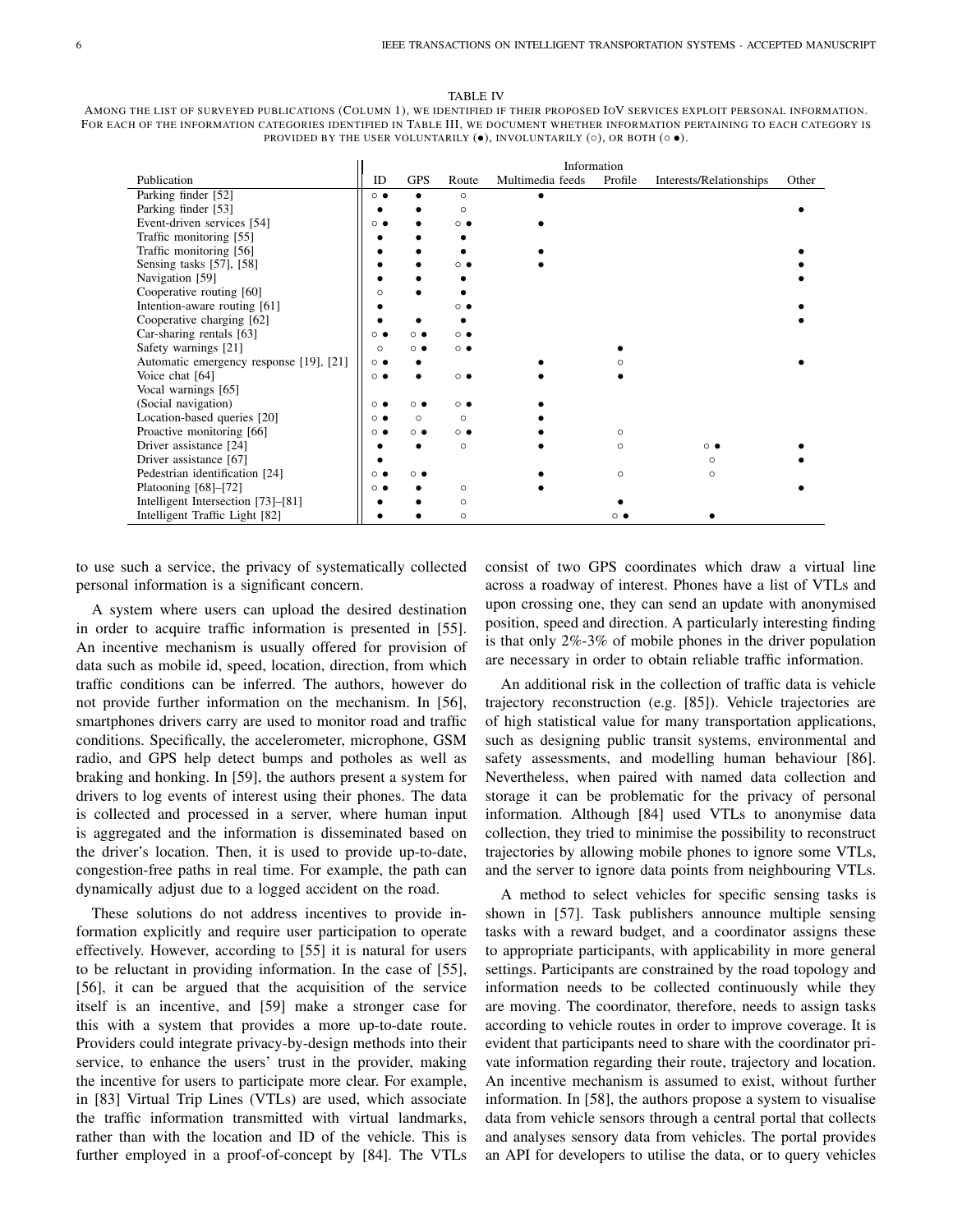TABLE IV
AMONG THE LIST OF SURVEYED PUBLICATIONS (COLUMN 1), WE IDENTIFIED IF THEIR PROPOSED IOV SERVICES EXPLOIT PERSONAL INFORMATION. FOR EACH OF THE INFORMATION CATEGORIES IDENTIFIED IN TABLE III, WE DOCUMENT WHETHER INFORMATION PERTAINING TO EACH CATEGORY IS PROVIDED BY THE USER VOLUNTARILY (●), INVOLUNTARILY (○), OR BOTH (○ ●).

| | Information | | | | | | |
|---|---|---|---|---|---|---|---|
| Publication | ID | GPS | Route | Multimedia feeds | Profile | Interests/Relationships | Other |
| Parking finder [52] | ○ ● | ● | ○ | ● | | | |
| Parking finder [53] | ● | ● | ○ | | | | ● |
| Event-driven services [54] | ○ ● | ● | ○ ● | ● | | | |
| Traffic monitoring [55] | ● | ● | ● | | | | |
| Traffic monitoring [56] | ● | ● | ● | ● | | | ● |
| Sensing tasks [57], [58] | ● | ● | ○ ● | ● | | | ● |
| Navigation [59] | ● | ● | ● | | | | ● |
| Cooperative routing [60] | ○ | ● | ● | | | | |
| Intention-aware routing [61] | ● | | ○ ● | | | | ● |
| Cooperative charging [62] | ● | ● | ● | | | | ● |
| Car-sharing rentals [63] | ○ ● | ○ ● | ○ ● | | | | |
| Safety warnings [21] | ○ | ○ ● | ○ ● | | ● | | |
| Automatic emergency response [19], [21] | ○ ● | ● | | ● | ○ | | ● |
| Voice chat [64] | ○ ● | ● | ○ ● | ● | ● | | |
| Vocal warnings [65] | | | | | | | |
| (Social navigation) | ○ ● | ○ ● | ○ ● | ● | | | |
| Location-based queries [20] | ○ ● | ○ | ○ | ● | | | |
| Proactive monitoring [66] | ○ ● | ○ ● | ○ ● | ● | ○ | | |
| Driver assistance [24] | ● | ● | ○ | ● | ○ | ○ ● | ● |
| Driver assistance [67] | ● | | | | | ○ | ● |
| Pedestrian identification [24] | ○ ● | ○ ● | | ● | ○ | ○ | |
| Platooning [68]–[72] | ○ ● | ● | ○ | ● | | | ● |
| Intelligent Intersection [73]–[81] | ● | ● | ○ | | ● | | |
| Intelligent Traffic Light [82] | ● | ● | ○ | | ○ ● | ● | |

to use such a service, the privacy of systematically collected personal information is a significant concern.

A system where users can upload the desired destination in order to acquire traffic information is presented in [55]. An incentive mechanism is usually offered for provision of data such as mobile id, speed, location, direction, from which traffic conditions can be inferred. The authors, however do not provide further information on the mechanism. In [56], smartphones drivers carry are used to monitor road and traffic conditions. Specifically, the accelerometer, microphone, GSM radio, and GPS help detect bumps and potholes as well as braking and honking. In [59], the authors present a system for drivers to log events of interest using their phones. The data is collected and processed in a server, where human input is aggregated and the information is disseminated based on the driver's location. Then, it is used to provide up-to-date, congestion-free paths in real time. For example, the path can dynamically adjust due to a logged accident on the road.

These solutions do not address incentives to provide information explicitly and require user participation to operate effectively. However, according to [55] it is natural for users to be reluctant in providing information. In the case of [55], [56], it can be argued that the acquisition of the service itself is an incentive, and [59] make a stronger case for this with a system that provides a more up-to-date route. Providers could integrate privacy-by-design methods into their service, to enhance the users' trust in the provider, making the incentive for users to participate more clear. For example, in [83] Virtual Trip Lines (VTLs) are used, which associate the traffic information transmitted with virtual landmarks, rather than with the location and ID of the vehicle. This is further employed in a proof-of-concept by [84]. The VTLs consist of two GPS coordinates which draw a virtual line across a roadway of interest. Phones have a list of VTLs and upon crossing one, they can send an update with anonymised position, speed and direction. A particularly interesting finding is that only 2%-3% of mobile phones in the driver population are necessary in order to obtain reliable traffic information.

An additional risk in the collection of traffic data is vehicle trajectory reconstruction (e.g. [85]). Vehicle trajectories are of high statistical value for many transportation applications, such as designing public transit systems, environmental and safety assessments, and modelling human behaviour [86]. Nevertheless, when paired with named data collection and storage it can be problematic for the privacy of personal information. Although [84] used VTLs to anonymise data collection, they tried to minimise the possibility to reconstruct trajectories by allowing mobile phones to ignore some VTLs, and the server to ignore data points from neighbouring VTLs.

A method to select vehicles for specific sensing tasks is shown in [57]. Task publishers announce multiple sensing tasks with a reward budget, and a coordinator assigns these to appropriate participants, with applicability in more general settings. Participants are constrained by the road topology and information needs to be collected continuously while they are moving. The coordinator, therefore, needs to assign tasks according to vehicle routes in order to improve coverage. It is evident that participants need to share with the coordinator private information regarding their route, trajectory and location. An incentive mechanism is assumed to exist, without further information. In [58], the authors propose a system to visualise data from vehicle sensors through a central portal that collects and analyses sensory data from vehicles. The portal provides an API for developers to utilise the data, or to query vehicles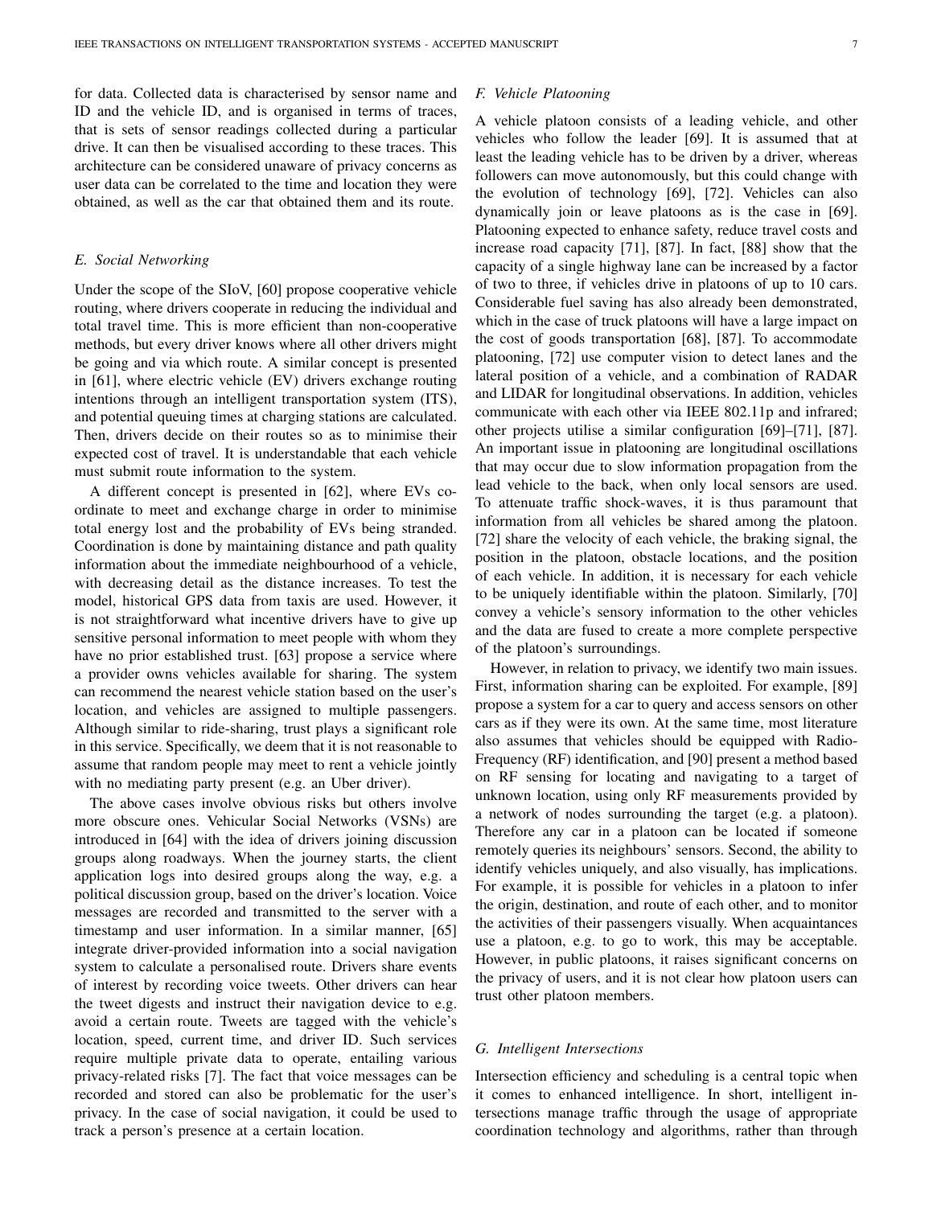for data. Collected data is characterised by sensor name and ID and the vehicle ID, and is organised in terms of traces, that is sets of sensor readings collected during a particular drive. It can then be visualised according to these traces. This architecture can be considered unaware of privacy concerns as user data can be correlated to the time and location they were obtained, as well as the car that obtained them and its route.

### *E. Social Networking*

Under the scope of the SIoV, [60] propose cooperative vehicle routing, where drivers cooperate in reducing the individual and total travel time. This is more efficient than non-cooperative methods, but every driver knows where all other drivers might be going and via which route. A similar concept is presented in [61], where electric vehicle (EV) drivers exchange routing intentions through an intelligent transportation system (ITS), and potential queuing times at charging stations are calculated. Then, drivers decide on their routes so as to minimise their expected cost of travel. It is understandable that each vehicle must submit route information to the system.

A different concept is presented in [62], where EVs coordinate to meet and exchange charge in order to minimise total energy lost and the probability of EVs being stranded. Coordination is done by maintaining distance and path quality information about the immediate neighbourhood of a vehicle, with decreasing detail as the distance increases. To test the model, historical GPS data from taxis are used. However, it is not straightforward what incentive drivers have to give up sensitive personal information to meet people with whom they have no prior established trust. [63] propose a service where a provider owns vehicles available for sharing. The system can recommend the nearest vehicle station based on the user's location, and vehicles are assigned to multiple passengers. Although similar to ride-sharing, trust plays a significant role in this service. Specifically, we deem that it is not reasonable to assume that random people may meet to rent a vehicle jointly with no mediating party present (e.g. an Uber driver).

The above cases involve obvious risks but others involve more obscure ones. Vehicular Social Networks (VSNs) are introduced in [64] with the idea of drivers joining discussion groups along roadways. When the journey starts, the client application logs into desired groups along the way, e.g. a political discussion group, based on the driver's location. Voice messages are recorded and transmitted to the server with a timestamp and user information. In a similar manner, [65] integrate driver-provided information into a social navigation system to calculate a personalised route. Drivers share events of interest by recording voice tweets. Other drivers can hear the tweet digests and instruct their navigation device to e.g. avoid a certain route. Tweets are tagged with the vehicle's location, speed, current time, and driver ID. Such services require multiple private data to operate, entailing various privacy-related risks [7]. The fact that voice messages can be recorded and stored can also be problematic for the user's privacy. In the case of social navigation, it could be used to track a person's presence at a certain location.

### *F. Vehicle Platooning*

A vehicle platoon consists of a leading vehicle, and other vehicles who follow the leader [69]. It is assumed that at least the leading vehicle has to be driven by a driver, whereas followers can move autonomously, but this could change with the evolution of technology [69], [72]. Vehicles can also dynamically join or leave platoons as is the case in [69]. Platooning expected to enhance safety, reduce travel costs and increase road capacity [71], [87]. In fact, [88] show that the capacity of a single highway lane can be increased by a factor of two to three, if vehicles drive in platoons of up to 10 cars. Considerable fuel saving has also already been demonstrated, which in the case of truck platoons will have a large impact on the cost of goods transportation [68], [87]. To accommodate platooning, [72] use computer vision to detect lanes and the lateral position of a vehicle, and a combination of RADAR and LIDAR for longitudinal observations. In addition, vehicles communicate with each other via IEEE 802.11p and infrared; other projects utilise a similar configuration [69]–[71], [87]. An important issue in platooning are longitudinal oscillations that may occur due to slow information propagation from the lead vehicle to the back, when only local sensors are used. To attenuate traffic shock-waves, it is thus paramount that information from all vehicles be shared among the platoon. [72] share the velocity of each vehicle, the braking signal, the position in the platoon, obstacle locations, and the position of each vehicle. In addition, it is necessary for each vehicle to be uniquely identifiable within the platoon. Similarly, [70] convey a vehicle's sensory information to the other vehicles and the data are fused to create a more complete perspective of the platoon's surroundings.

However, in relation to privacy, we identify two main issues. First, information sharing can be exploited. For example, [89] propose a system for a car to query and access sensors on other cars as if they were its own. At the same time, most literature also assumes that vehicles should be equipped with Radio-Frequency (RF) identification, and [90] present a method based on RF sensing for locating and navigating to a target of unknown location, using only RF measurements provided by a network of nodes surrounding the target (e.g. a platoon). Therefore any car in a platoon can be located if someone remotely queries its neighbours' sensors. Second, the ability to identify vehicles uniquely, and also visually, has implications. For example, it is possible for vehicles in a platoon to infer the origin, destination, and route of each other, and to monitor the activities of their passengers visually. When acquaintances use a platoon, e.g. to go to work, this may be acceptable. However, in public platoons, it raises significant concerns on the privacy of users, and it is not clear how platoon users can trust other platoon members.

### *G. Intelligent Intersections*

Intersection efficiency and scheduling is a central topic when it comes to enhanced intelligence. In short, intelligent intersections manage traffic through the usage of appropriate coordination technology and algorithms, rather than through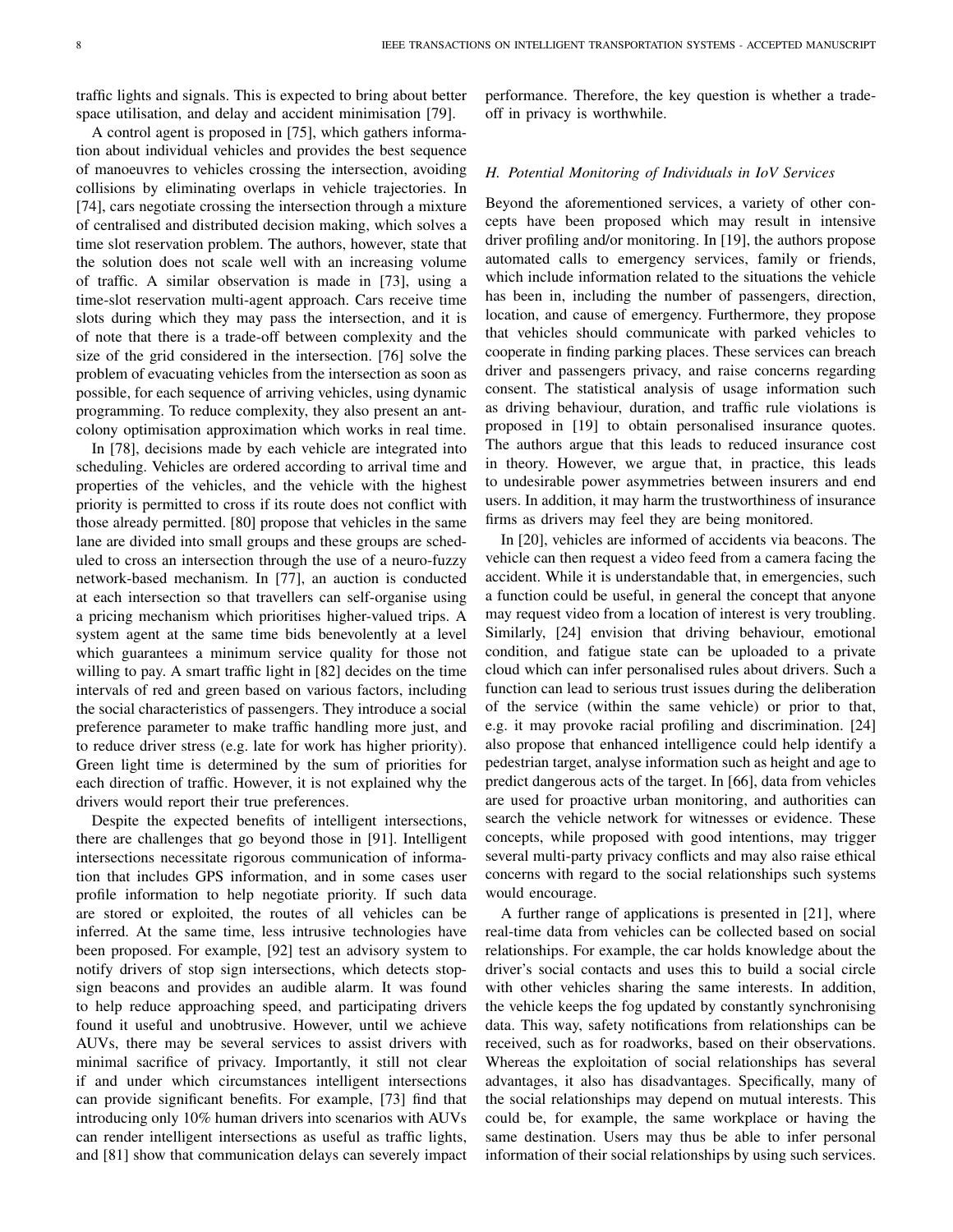traffic lights and signals. This is expected to bring about better space utilisation, and delay and accident minimisation [79].

A control agent is proposed in [75], which gathers information about individual vehicles and provides the best sequence of manoeuvres to vehicles crossing the intersection, avoiding collisions by eliminating overlaps in vehicle trajectories. In [74], cars negotiate crossing the intersection through a mixture of centralised and distributed decision making, which solves a time slot reservation problem. The authors, however, state that the solution does not scale well with an increasing volume of traffic. A similar observation is made in [73], using a time-slot reservation multi-agent approach. Cars receive time slots during which they may pass the intersection, and it is of note that there is a trade-off between complexity and the size of the grid considered in the intersection. [76] solve the problem of evacuating vehicles from the intersection as soon as possible, for each sequence of arriving vehicles, using dynamic programming. To reduce complexity, they also present an ant-colony optimisation approximation which works in real time.

In [78], decisions made by each vehicle are integrated into scheduling. Vehicles are ordered according to arrival time and properties of the vehicles, and the vehicle with the highest priority is permitted to cross if its route does not conflict with those already permitted. [80] propose that vehicles in the same lane are divided into small groups and these groups are scheduled to cross an intersection through the use of a neuro-fuzzy network-based mechanism. In [77], an auction is conducted at each intersection so that travellers can self-organise using a pricing mechanism which prioritises higher-valued trips. A system agent at the same time bids benevolently at a level which guarantees a minimum service quality for those not willing to pay. A smart traffic light in [82] decides on the time intervals of red and green based on various factors, including the social characteristics of passengers. They introduce a social preference parameter to make traffic handling more just, and to reduce driver stress (e.g. late for work has higher priority). Green light time is determined by the sum of priorities for each direction of traffic. However, it is not explained why the drivers would report their true preferences.

Despite the expected benefits of intelligent intersections, there are challenges that go beyond those in [91]. Intelligent intersections necessitate rigorous communication of information that includes GPS information, and in some cases user profile information to help negotiate priority. If such data are stored or exploited, the routes of all vehicles can be inferred. At the same time, less intrusive technologies have been proposed. For example, [92] test an advisory system to notify drivers of stop sign intersections, which detects stop-sign beacons and provides an audible alarm. It was found to help reduce approaching speed, and participating drivers found it useful and unobtrusive. However, until we achieve AUVs, there may be several services to assist drivers with minimal sacrifice of privacy. Importantly, it still not clear if and under which circumstances intelligent intersections can provide significant benefits. For example, [73] find that introducing only 10% human drivers into scenarios with AUVs can render intelligent intersections as useful as traffic lights, and [81] show that communication delays can severely impact performance. Therefore, the key question is whether a trade-off in privacy is worthwhile.

### *H. Potential Monitoring of Individuals in IoV Services*

Beyond the aforementioned services, a variety of other concepts have been proposed which may result in intensive driver profiling and/or monitoring. In [19], the authors propose automated calls to emergency services, family or friends, which include information related to the situations the vehicle has been in, including the number of passengers, direction, location, and cause of emergency. Furthermore, they propose that vehicles should communicate with parked vehicles to cooperate in finding parking places. These services can breach driver and passengers privacy, and raise concerns regarding consent. The statistical analysis of usage information such as driving behaviour, duration, and traffic rule violations is proposed in [19] to obtain personalised insurance quotes. The authors argue that this leads to reduced insurance cost in theory. However, we argue that, in practice, this leads to undesirable power asymmetries between insurers and end users. In addition, it may harm the trustworthiness of insurance firms as drivers may feel they are being monitored.

In [20], vehicles are informed of accidents via beacons. The vehicle can then request a video feed from a camera facing the accident. While it is understandable that, in emergencies, such a function could be useful, in general the concept that anyone may request video from a location of interest is very troubling. Similarly, [24] envision that driving behaviour, emotional condition, and fatigue state can be uploaded to a private cloud which can infer personalised rules about drivers. Such a function can lead to serious trust issues during the deliberation of the service (within the same vehicle) or prior to that, e.g. it may provoke racial profiling and discrimination. [24] also propose that enhanced intelligence could help identify a pedestrian target, analyse information such as height and age to predict dangerous acts of the target. In [66], data from vehicles are used for proactive urban monitoring, and authorities can search the vehicle network for witnesses or evidence. These concepts, while proposed with good intentions, may trigger several multi-party privacy conflicts and may also raise ethical concerns with regard to the social relationships such systems would encourage.

A further range of applications is presented in [21], where real-time data from vehicles can be collected based on social relationships. For example, the car holds knowledge about the driver's social contacts and uses this to build a social circle with other vehicles sharing the same interests. In addition, the vehicle keeps the fog updated by constantly synchronising data. This way, safety notifications from relationships can be received, such as for roadworks, based on their observations. Whereas the exploitation of social relationships has several advantages, it also has disadvantages. Specifically, many of the social relationships may depend on mutual interests. This could be, for example, the same workplace or having the same destination. Users may thus be able to infer personal information of their social relationships by using such services.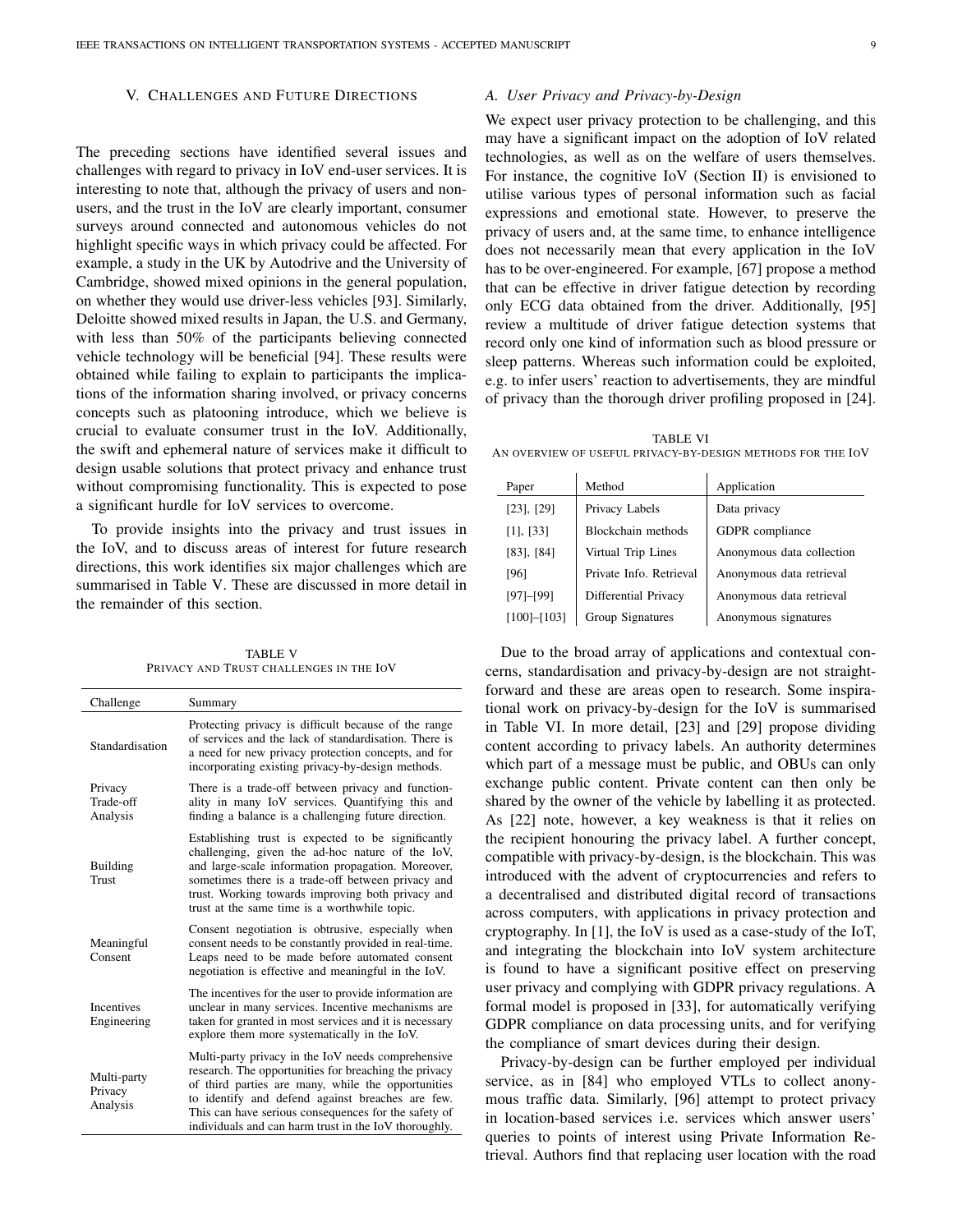## V. Challenges and Future Directions

The preceding sections have identified several issues and challenges with regard to privacy in IoV end-user services. It is interesting to note that, although the privacy of users and non-users, and the trust in the IoV are clearly important, consumer surveys around connected and autonomous vehicles do not highlight specific ways in which privacy could be affected. For example, a study in the UK by Autodrive and the University of Cambridge, showed mixed opinions in the general population, on whether they would use driver-less vehicles [93]. Similarly, Deloitte showed mixed results in Japan, the U.S. and Germany, with less than 50% of the participants believing connected vehicle technology will be beneficial [94]. These results were obtained while failing to explain to participants the implications of the information sharing involved, or privacy concerns concepts such as platooning introduce, which we believe is crucial to evaluate consumer trust in the IoV. Additionally, the swift and ephemeral nature of services make it difficult to design usable solutions that protect privacy and enhance trust without compromising functionality. This is expected to pose a significant hurdle for IoV services to overcome.

To provide insights into the privacy and trust issues in the IoV, and to discuss areas of interest for future research directions, this work identifies six major challenges which are summarised in Table V. These are discussed in more detail in the remainder of this section.

TABLE V
Privacy and Trust challenges in the IoV

| Challenge | Summary |
|---|---|
| Standardisation | Protecting privacy is difficult because of the range of services and the lack of standardisation. There is a need for new privacy protection concepts, and for incorporating existing privacy-by-design methods. |
| Privacy Trade-off Analysis | There is a trade-off between privacy and functionality in many IoV services. Quantifying this and finding a balance is a challenging future direction. |
| Building Trust | Establishing trust is expected to be significantly challenging, given the ad-hoc nature of the IoV, and large-scale information propagation. Moreover, sometimes there is a trade-off between privacy and trust. Working towards improving both privacy and trust at the same time is a worthwhile topic. |
| Meaningful Consent | Consent negotiation is obtrusive, especially when consent needs to be constantly provided in real-time. Leaps need to be made before automated consent negotiation is effective and meaningful in the IoV. |
| Incentives Engineering | The incentives for the user to provide information are unclear in many services. Incentive mechanisms are taken for granted in most services and it is necessary explore them more systematically in the IoV. |
| Multi-party Privacy Analysis | Multi-party privacy in the IoV needs comprehensive research. The opportunities for breaching the privacy of third parties are many, while the opportunities to identify and defend against breaches are few. This can have serious consequences for the safety of individuals and can harm trust in the IoV thoroughly. |

### A. User Privacy and Privacy-by-Design

We expect user privacy protection to be challenging, and this may have a significant impact on the adoption of IoV related technologies, as well as on the welfare of users themselves. For instance, the cognitive IoV (Section II) is envisioned to utilise various types of personal information such as facial expressions and emotional state. However, to preserve the privacy of users and, at the same time, to enhance intelligence does not necessarily mean that every application in the IoV has to be over-engineered. For example, [67] propose a method that can be effective in driver fatigue detection by recording only ECG data obtained from the driver. Additionally, [95] review a multitude of driver fatigue detection systems that record only one kind of information such as blood pressure or sleep patterns. Whereas such information could be exploited, e.g. to infer users' reaction to advertisements, they are mindful of privacy than the thorough driver profiling proposed in [24].

TABLE VI
An overview of useful privacy-by-design methods for the IoV

| Paper | Method | Application |
|---|---|---|
| [23], [29] | Privacy Labels | Data privacy |
| [1], [33] | Blockchain methods | GDPR compliance |
| [83], [84] | Virtual Trip Lines | Anonymous data collection |
| [96] | Private Info. Retrieval | Anonymous data retrieval |
| [97]–[99] | Differential Privacy | Anonymous data retrieval |
| [100]–[103] | Group Signatures | Anonymous signatures |

Due to the broad array of applications and contextual concerns, standardisation and privacy-by-design are not straightforward and these are areas open to research. Some inspirational work on privacy-by-design for the IoV is summarised in Table VI. In more detail, [23] and [29] propose dividing content according to privacy labels. An authority determines which part of a message must be public, and OBUs can only exchange public content. Private content can then only be shared by the owner of the vehicle by labelling it as protected. As [22] note, however, a key weakness is that it relies on the recipient honouring the privacy label. A further concept, compatible with privacy-by-design, is the blockchain. This was introduced with the advent of cryptocurrencies and refers to a decentralised and distributed digital record of transactions across computers, with applications in privacy protection and cryptography. In [1], the IoV is used as a case-study of the IoT, and integrating the blockchain into IoV system architecture is found to have a significant positive effect on preserving user privacy and complying with GDPR privacy regulations. A formal model is proposed in [33], for automatically verifying GDPR compliance on data processing units, and for verifying the compliance of smart devices during their design.

Privacy-by-design can be further employed per individual service, as in [84] who employed VTLs to collect anonymous traffic data. Similarly, [96] attempt to protect privacy in location-based services i.e. services which answer users' queries to points of interest using Private Information Retrieval. Authors find that replacing user location with the road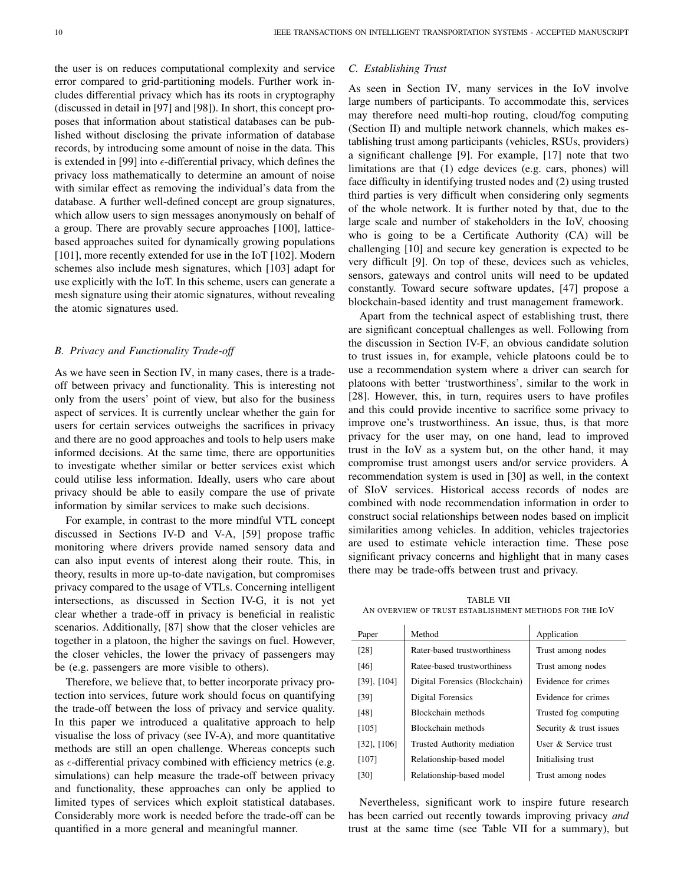the user is on reduces computational complexity and service error compared to grid-partitioning models. Further work includes differential privacy which has its roots in cryptography (discussed in detail in [97] and [98]). In short, this concept proposes that information about statistical databases can be published without disclosing the private information of database records, by introducing some amount of noise in the data. This is extended in [99] into $\epsilon$-differential privacy, which defines the privacy loss mathematically to determine an amount of noise with similar effect as removing the individual's data from the database. A further well-defined concept are group signatures, which allow users to sign messages anonymously on behalf of a group. There are provably secure approaches [100], lattice-based approaches suited for dynamically growing populations [101], more recently extended for use in the IoT [102]. Modern schemes also include mesh signatures, which [103] adapt for use explicitly with the IoT. In this scheme, users can generate a mesh signature using their atomic signatures, without revealing the atomic signatures used.

### B. Privacy and Functionality Trade-off

As we have seen in Section IV, in many cases, there is a trade-off between privacy and functionality. This is interesting not only from the users' point of view, but also for the business aspect of services. It is currently unclear whether the gain for users for certain services outweighs the sacrifices in privacy and there are no good approaches and tools to help users make informed decisions. At the same time, there are opportunities to investigate whether similar or better services exist which could utilise less information. Ideally, users who care about privacy should be able to easily compare the use of private information by similar services to make such decisions.

For example, in contrast to the more mindful VTL concept discussed in Sections IV-D and V-A, [59] propose traffic monitoring where drivers provide named sensory data and can also input events of interest along their route. This, in theory, results in more up-to-date navigation, but compromises privacy compared to the usage of VTLs. Concerning intelligent intersections, as discussed in Section IV-G, it is not yet clear whether a trade-off in privacy is beneficial in realistic scenarios. Additionally, [87] show that the closer vehicles are together in a platoon, the higher the savings on fuel. However, the closer vehicles, the lower the privacy of passengers may be (e.g. passengers are more visible to others).

Therefore, we believe that, to better incorporate privacy protection into services, future work should focus on quantifying the trade-off between the loss of privacy and service quality. In this paper we introduced a qualitative approach to help visualise the loss of privacy (see IV-A), and more quantitative methods are still an open challenge. Whereas concepts such as $\epsilon$-differential privacy combined with efficiency metrics (e.g. simulations) can help measure the trade-off between privacy and functionality, these approaches can only be applied to limited types of services which exploit statistical databases. Considerably more work is needed before the trade-off can be quantified in a more general and meaningful manner.

### C. Establishing Trust

As seen in Section IV, many services in the IoV involve large numbers of participants. To accommodate this, services may therefore need multi-hop routing, cloud/fog computing (Section II) and multiple network channels, which makes establishing trust among participants (vehicles, RSUs, providers) a significant challenge [9]. For example, [17] note that two limitations are that (1) edge devices (e.g. cars, phones) will face difficulty in identifying trusted nodes and (2) using trusted third parties is very difficult when considering only segments of the whole network. It is further noted by that, due to the large scale and number of stakeholders in the IoV, choosing who is going to be a Certificate Authority (CA) will be challenging [10] and secure key generation is expected to be very difficult [9]. On top of these, devices such as vehicles, sensors, gateways and control units will need to be updated constantly. Toward secure software updates, [47] propose a blockchain-based identity and trust management framework.

Apart from the technical aspect of establishing trust, there are significant conceptual challenges as well. Following from the discussion in Section IV-F, an obvious candidate solution to trust issues in, for example, vehicle platoons could be to use a recommendation system where a driver can search for platoons with better 'trustworthiness', similar to the work in [28]. However, this, in turn, requires users to have profiles and this could provide incentive to sacrifice some privacy to improve one's trustworthiness. An issue, thus, is that more privacy for the user may, on one hand, lead to improved trust in the IoV as a system but, on the other hand, it may compromise trust amongst users and/or service providers. A recommendation system is used in [30] as well, in the context of SIoV services. Historical access records of nodes are combined with node recommendation information in order to construct social relationships between nodes based on implicit similarities among vehicles. In addition, vehicles trajectories are used to estimate vehicle interaction time. These pose significant privacy concerns and highlight that in many cases there may be trade-offs between trust and privacy.

TABLE VII
AN OVERVIEW OF TRUST ESTABLISHMENT METHODS FOR THE IOV

| Paper | Method | Application |
|---|---|---|
| [28] | Rater-based trustworthiness | Trust among nodes |
| [46] | Ratee-based trustworthiness | Trust among nodes |
| [39], [104] | Digital Forensics (Blockchain) | Evidence for crimes |
| [39] | Digital Forensics | Evidence for crimes |
| [48] | Blockchain methods | Trusted fog computing |
| [105] | Blockchain methods | Security & trust issues |
| [32], [106] | Trusted Authority mediation | User & Service trust |
| [107] | Relationship-based model | Initialising trust |
| [30] | Relationship-based model | Trust among nodes |

Nevertheless, significant work to inspire future research has been carried out recently towards improving privacy *and* trust at the same time (see Table VII for a summary), but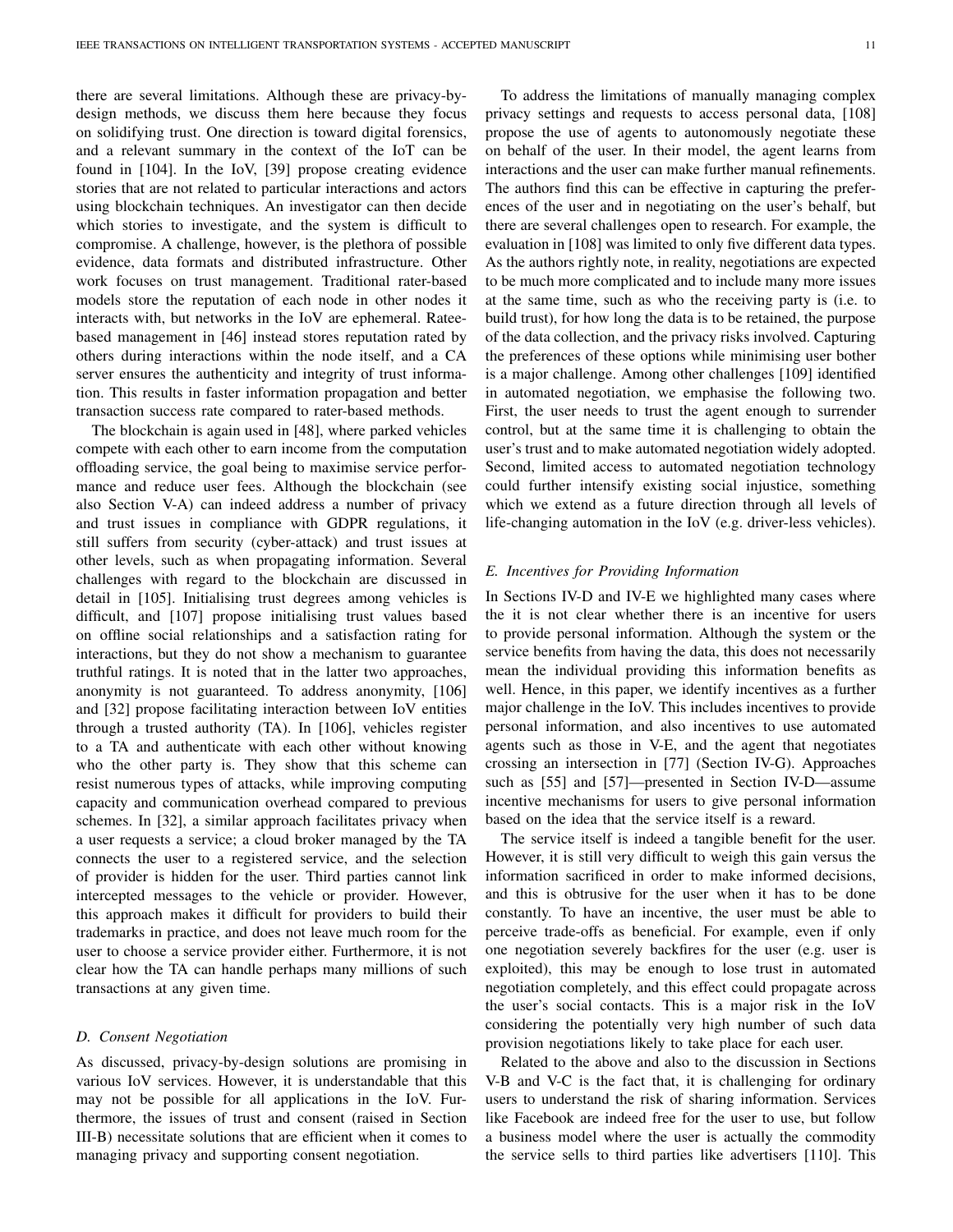there are several limitations. Although these are privacy-by-design methods, we discuss them here because they focus on solidifying trust. One direction is toward digital forensics, and a relevant summary in the context of the IoT can be found in [104]. In the IoV, [39] propose creating evidence stories that are not related to particular interactions and actors using blockchain techniques. An investigator can then decide which stories to investigate, and the system is difficult to compromise. A challenge, however, is the plethora of possible evidence, data formats and distributed infrastructure. Other work focuses on trust management. Traditional rater-based models store the reputation of each node in other nodes it interacts with, but networks in the IoV are ephemeral. Ratee-based management in [46] instead stores reputation rated by others during interactions within the node itself, and a CA server ensures the authenticity and integrity of trust information. This results in faster information propagation and better transaction success rate compared to rater-based methods.

The blockchain is again used in [48], where parked vehicles compete with each other to earn income from the computation offloading service, the goal being to maximise service performance and reduce user fees. Although the blockchain (see also Section V-A) can indeed address a number of privacy and trust issues in compliance with GDPR regulations, it still suffers from security (cyber-attack) and trust issues at other levels, such as when propagating information. Several challenges with regard to the blockchain are discussed in detail in [105]. Initialising trust degrees among vehicles is difficult, and [107] propose initialising trust values based on offline social relationships and a satisfaction rating for interactions, but they do not show a mechanism to guarantee truthful ratings. It is noted that in the latter two approaches, anonymity is not guaranteed. To address anonymity, [106] and [32] propose facilitating interaction between IoV entities through a trusted authority (TA). In [106], vehicles register to a TA and authenticate with each other without knowing who the other party is. They show that this scheme can resist numerous types of attacks, while improving computing capacity and communication overhead compared to previous schemes. In [32], a similar approach facilitates privacy when a user requests a service; a cloud broker managed by the TA connects the user to a registered service, and the selection of provider is hidden for the user. Third parties cannot link intercepted messages to the vehicle or provider. However, this approach makes it difficult for providers to build their trademarks in practice, and does not leave much room for the user to choose a service provider either. Furthermore, it is not clear how the TA can handle perhaps many millions of such transactions at any given time.

### D. Consent Negotiation

As discussed, privacy-by-design solutions are promising in various IoV services. However, it is understandable that this may not be possible for all applications in the IoV. Furthermore, the issues of trust and consent (raised in Section III-B) necessitate solutions that are efficient when it comes to managing privacy and supporting consent negotiation.

To address the limitations of manually managing complex privacy settings and requests to access personal data, [108] propose the use of agents to autonomously negotiate these on behalf of the user. In their model, the agent learns from interactions and the user can make further manual refinements. The authors find this can be effective in capturing the preferences of the user and in negotiating on the user's behalf, but there are several challenges open to research. For example, the evaluation in [108] was limited to only five different data types. As the authors rightly note, in reality, negotiations are expected to be much more complicated and to include many more issues at the same time, such as who the receiving party is (i.e. to build trust), for how long the data is to be retained, the purpose of the data collection, and the privacy risks involved. Capturing the preferences of these options while minimising user bother is a major challenge. Among other challenges [109] identified in automated negotiation, we emphasise the following two. First, the user needs to trust the agent enough to surrender control, but at the same time it is challenging to obtain the user's trust and to make automated negotiation widely adopted. Second, limited access to automated negotiation technology could further intensify existing social injustice, something which we extend as a future direction through all levels of life-changing automation in the IoV (e.g. driver-less vehicles).

### E. Incentives for Providing Information

In Sections IV-D and IV-E we highlighted many cases where the it is not clear whether there is an incentive for users to provide personal information. Although the system or the service benefits from having the data, this does not necessarily mean the individual providing this information benefits as well. Hence, in this paper, we identify incentives as a further major challenge in the IoV. This includes incentives to provide personal information, and also incentives to use automated agents such as those in V-E, and the agent that negotiates crossing an intersection in [77] (Section IV-G). Approaches such as [55] and [57]—presented in Section IV-D—assume incentive mechanisms for users to give personal information based on the idea that the service itself is a reward.

The service itself is indeed a tangible benefit for the user. However, it is still very difficult to weigh this gain versus the information sacrificed in order to make informed decisions, and this is obtrusive for the user when it has to be done constantly. To have an incentive, the user must be able to perceive trade-offs as beneficial. For example, even if only one negotiation severely backfires for the user (e.g. user is exploited), this may be enough to lose trust in automated negotiation completely, and this effect could propagate across the user's social contacts. This is a major risk in the IoV considering the potentially very high number of such data provision negotiations likely to take place for each user.

Related to the above and also to the discussion in Sections V-B and V-C is the fact that, it is challenging for ordinary users to understand the risk of sharing information. Services like Facebook are indeed free for the user to use, but follow a business model where the user is actually the commodity the service sells to third parties like advertisers [110]. This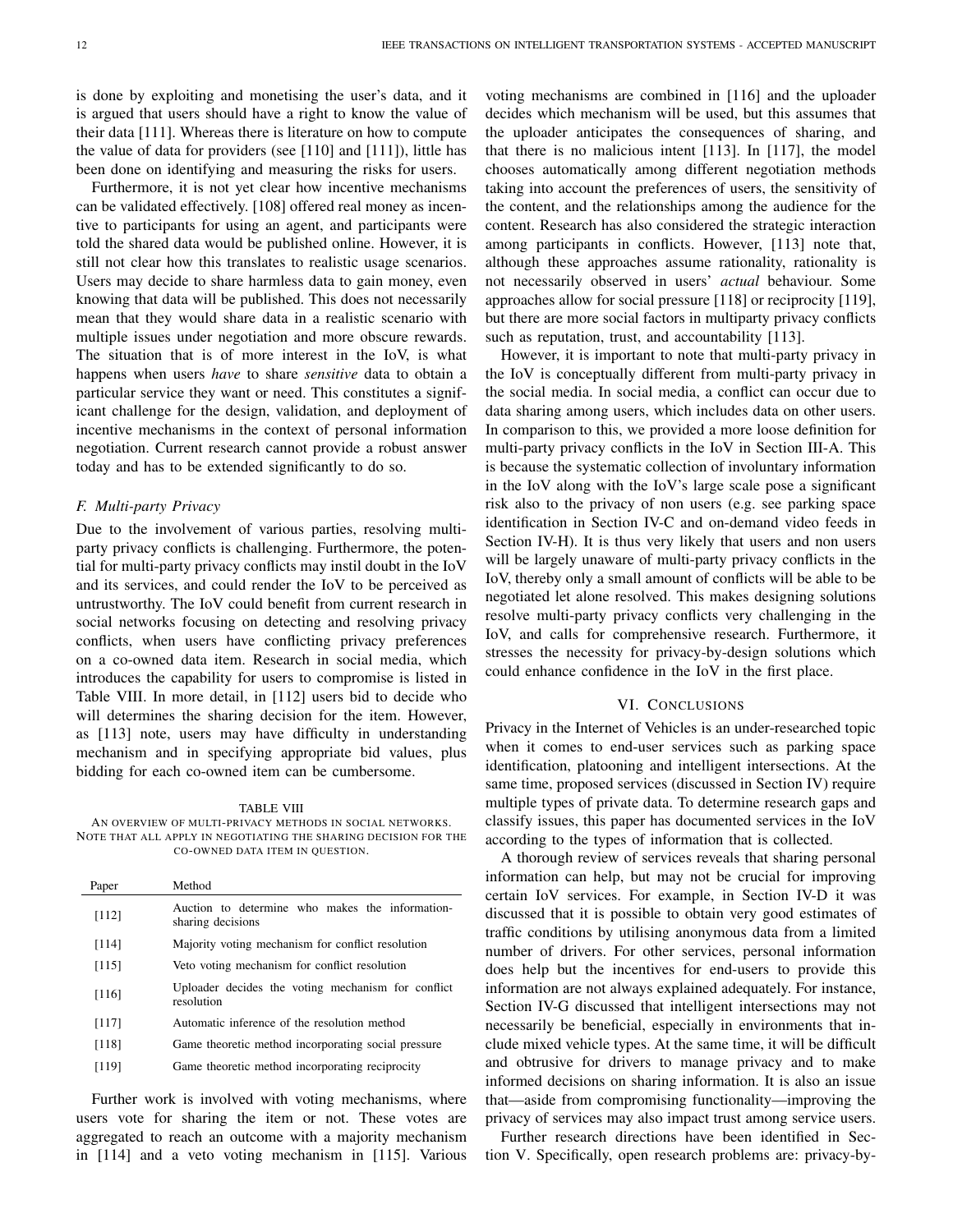is done by exploiting and monetising the user's data, and it is argued that users should have a right to know the value of their data [111]. Whereas there is literature on how to compute the value of data for providers (see [110] and [111]), little has been done on identifying and measuring the risks for users.

Furthermore, it is not yet clear how incentive mechanisms can be validated effectively. [108] offered real money as incentive to participants for using an agent, and participants were told the shared data would be published online. However, it is still not clear how this translates to realistic usage scenarios. Users may decide to share harmless data to gain money, even knowing that data will be published. This does not necessarily mean that they would share data in a realistic scenario with multiple issues under negotiation and more obscure rewards. The situation that is of more interest in the IoV, is what happens when users *have* to share *sensitive* data to obtain a particular service they want or need. This constitutes a significant challenge for the design, validation, and deployment of incentive mechanisms in the context of personal information negotiation. Current research cannot provide a robust answer today and has to be extended significantly to do so.

### F. Multi-party Privacy

Due to the involvement of various parties, resolving multi-party privacy conflicts is challenging. Furthermore, the potential for multi-party privacy conflicts may instil doubt in the IoV and its services, and could render the IoV to be perceived as untrustworthy. The IoV could benefit from current research in social networks focusing on detecting and resolving privacy conflicts, when users have conflicting privacy preferences on a co-owned data item. Research in social media, which introduces the capability for users to compromise is listed in Table VIII. In more detail, in [112] users bid to decide who will determines the sharing decision for the item. However, as [113] note, users may have difficulty in understanding mechanism and in specifying appropriate bid values, plus bidding for each co-owned item can be cumbersome.

TABLE VIII
AN OVERVIEW OF MULTI-PRIVACY METHODS IN SOCIAL NETWORKS. NOTE THAT ALL APPLY IN NEGOTIATING THE SHARING DECISION FOR THE CO-OWNED DATA ITEM IN QUESTION.

| Paper | Method |
|---|---|
| [112] | Auction to determine who makes the information-sharing decisions |
| [114] | Majority voting mechanism for conflict resolution |
| [115] | Veto voting mechanism for conflict resolution |
| [116] | Uploader decides the voting mechanism for conflict resolution |
| [117] | Automatic inference of the resolution method |
| [118] | Game theoretic method incorporating social pressure |
| [119] | Game theoretic method incorporating reciprocity |

Further work is involved with voting mechanisms, where users vote for sharing the item or not. These votes are aggregated to reach an outcome with a majority mechanism in [114] and a veto voting mechanism in [115]. Various voting mechanisms are combined in [116] and the uploader decides which mechanism will be used, but this assumes that the uploader anticipates the consequences of sharing, and that there is no malicious intent [113]. In [117], the model chooses automatically among different negotiation methods taking into account the preferences of users, the sensitivity of the content, and the relationships among the audience for the content. Research has also considered the strategic interaction among participants in conflicts. However, [113] note that, although these approaches assume rationality, rationality is not necessarily observed in users' *actual* behaviour. Some approaches allow for social pressure [118] or reciprocity [119], but there are more social factors in multiparty privacy conflicts such as reputation, trust, and accountability [113].

However, it is important to note that multi-party privacy in the IoV is conceptually different from multi-party privacy in the social media. In social media, a conflict can occur due to data sharing among users, which includes data on other users. In comparison to this, we provided a more loose definition for multi-party privacy conflicts in the IoV in Section III-A. This is because the systematic collection of involuntary information in the IoV along with the IoV's large scale pose a significant risk also to the privacy of non users (e.g. see parking space identification in Section IV-C and on-demand video feeds in Section IV-H). It is thus very likely that users and non users will be largely unaware of multi-party privacy conflicts in the IoV, thereby only a small amount of conflicts will be able to be negotiated let alone resolved. This makes designing solutions resolve multi-party privacy conflicts very challenging in the IoV, and calls for comprehensive research. Furthermore, it stresses the necessity for privacy-by-design solutions which could enhance confidence in the IoV in the first place.

## VI. Conclusions

Privacy in the Internet of Vehicles is an under-researched topic when it comes to end-user services such as parking space identification, platooning and intelligent intersections. At the same time, proposed services (discussed in Section IV) require multiple types of private data. To determine research gaps and classify issues, this paper has documented services in the IoV according to the types of information that is collected.

A thorough review of services reveals that sharing personal information can help, but may not be crucial for improving certain IoV services. For example, in Section IV-D it was discussed that it is possible to obtain very good estimates of traffic conditions by utilising anonymous data from a limited number of drivers. For other services, personal information does help but the incentives for end-users to provide this information are not always explained adequately. For instance, Section IV-G discussed that intelligent intersections may not necessarily be beneficial, especially in environments that include mixed vehicle types. At the same time, it will be difficult and obtrusive for drivers to manage privacy and to make informed decisions on sharing information. It is also an issue that—aside from compromising functionality—improving the privacy of services may also impact trust among service users.

Further research directions have been identified in Section V. Specifically, open research problems are: privacy-by-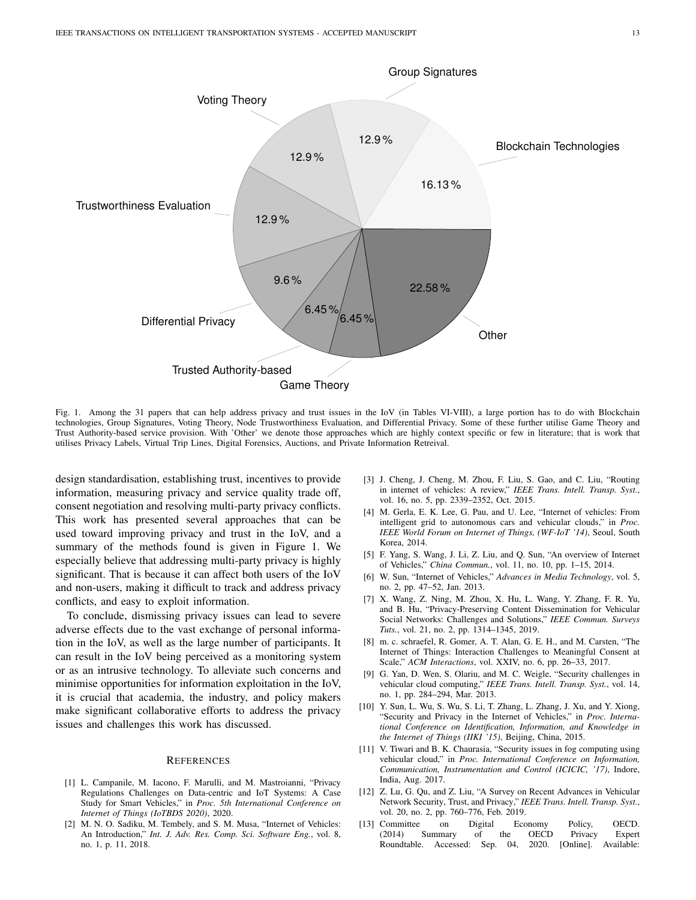Fig. 1. Among the 31 papers that can help address privacy and trust issues in the IoV (in Tables VI-VIII), a large portion has to do with Blockchain technologies, Group Signatures, Voting Theory, Node Trustworthiness Evaluation, and Differential Privacy. Some of these further utilise Game Theory and Trust Authority-based service provision. With 'Other' we denote those approaches which are highly context specific or few in literature; that is work that utilises Privacy Labels, Virtual Trip Lines, Digital Forensics, Auctions, and Private Information Retreival.

design standardisation, establishing trust, incentives to provide information, measuring privacy and service quality trade off, consent negotiation and resolving multi-party privacy conflicts. This work has presented several approaches that can be used toward improving privacy and trust in the IoV, and a summary of the methods found is given in Figure 1. We especially believe that addressing multi-party privacy is highly significant. That is because it can affect both users of the IoV and non-users, making it difficult to track and address privacy conflicts, and easy to exploit information.

To conclude, dismissing privacy issues can lead to severe adverse effects due to the vast exchange of personal information in the IoV, as well as the large number of participants. It can result in the IoV being perceived as a monitoring system or as an intrusive technology. To alleviate such concerns and minimise opportunities for information exploitation in the IoV, it is crucial that academia, the industry, and policy makers make significant collaborative efforts to address the privacy issues and challenges this work has discussed.

## REFERENCES

[1] L. Campanile, M. Iacono, F. Marulli, and M. Mastroianni, "Privacy Regulations Challenges on Data-centric and IoT Systems: A Case Study for Smart Vehicles," in *Proc. 5th International Conference on Internet of Things (IoTBDS 2020)*, 2020.

[2] M. N. O. Sadiku, M. Tembely, and S. M. Musa, "Internet of Vehicles: An Introduction," *Int. J. Adv. Res. Comp. Sci. Software Eng.*, vol. 8, no. 1, p. 11, 2018.

[3] J. Cheng, J. Cheng, M. Zhou, F. Liu, S. Gao, and C. Liu, "Routing in internet of vehicles: A review," *IEEE Trans. Intell. Transp. Syst.*, vol. 16, no. 5, pp. 2339–2352, Oct. 2015.

[4] M. Gerla, E. K. Lee, G. Pau, and U. Lee, "Internet of vehicles: From intelligent grid to autonomous cars and vehicular clouds," in *Proc. IEEE World Forum on Internet of Things, (WF-IoT '14)*, Seoul, South Korea, 2014.

[5] F. Yang, S. Wang, J. Li, Z. Liu, and Q. Sun, "An overview of Internet of Vehicles," *China Commun.*, vol. 11, no. 10, pp. 1–15, 2014.

[6] W. Sun, "Internet of Vehicles," *Advances in Media Technology*, vol. 5, no. 2, pp. 47–52, Jan. 2013.

[7] X. Wang, Z. Ning, M. Zhou, X. Hu, L. Wang, Y. Zhang, F. R. Yu, and B. Hu, "Privacy-Preserving Content Dissemination for Vehicular Social Networks: Challenges and Solutions," *IEEE Commun. Surveys Tuts.*, vol. 21, no. 2, pp. 1314–1345, 2019.

[8] m. c. schraefel, R. Gomer, A. T. Alan, G. E. H., and M. Carsten, "The Internet of Things: Interaction Challenges to Meaningful Consent at Scale," *ACM Interactions*, vol. XXIV, no. 6, pp. 26–33, 2017.

[9] G. Yan, D. Wen, S. Olariu, and M. C. Weigle, "Security challenges in vehicular cloud computing," *IEEE Trans. Intell. Transp. Syst.*, vol. 14, no. 1, pp. 284–294, Mar. 2013.

[10] Y. Sun, L. Wu, S. Wu, S. Li, T. Zhang, L. Zhang, J. Xu, and Y. Xiong, "Security and Privacy in the Internet of Vehicles," in *Proc. International Conference on Identification, Information, and Knowledge in the Internet of Things (IIKI '15)*, Beijing, China, 2015.

[11] V. Tiwari and B. K. Chaurasia, "Security issues in fog computing using vehicular cloud," in *Proc. International Conference on Information, Communication, Instrumentation and Control (ICICIC, '17)*, Indore, India, Aug. 2017.

[12] Z. Lu, G. Qu, and Z. Liu, "A Survey on Recent Advances in Vehicular Network Security, Trust, and Privacy," *IEEE Trans. Intell. Transp. Syst.*, vol. 20, no. 2, pp. 760–776, Feb. 2019.

[13] Committee on Digital Economy Policy, OECD. (2014) Summary of the OECD Privacy Expert Roundtable. Accessed: Sep. 04, 2020. [Online]. Available: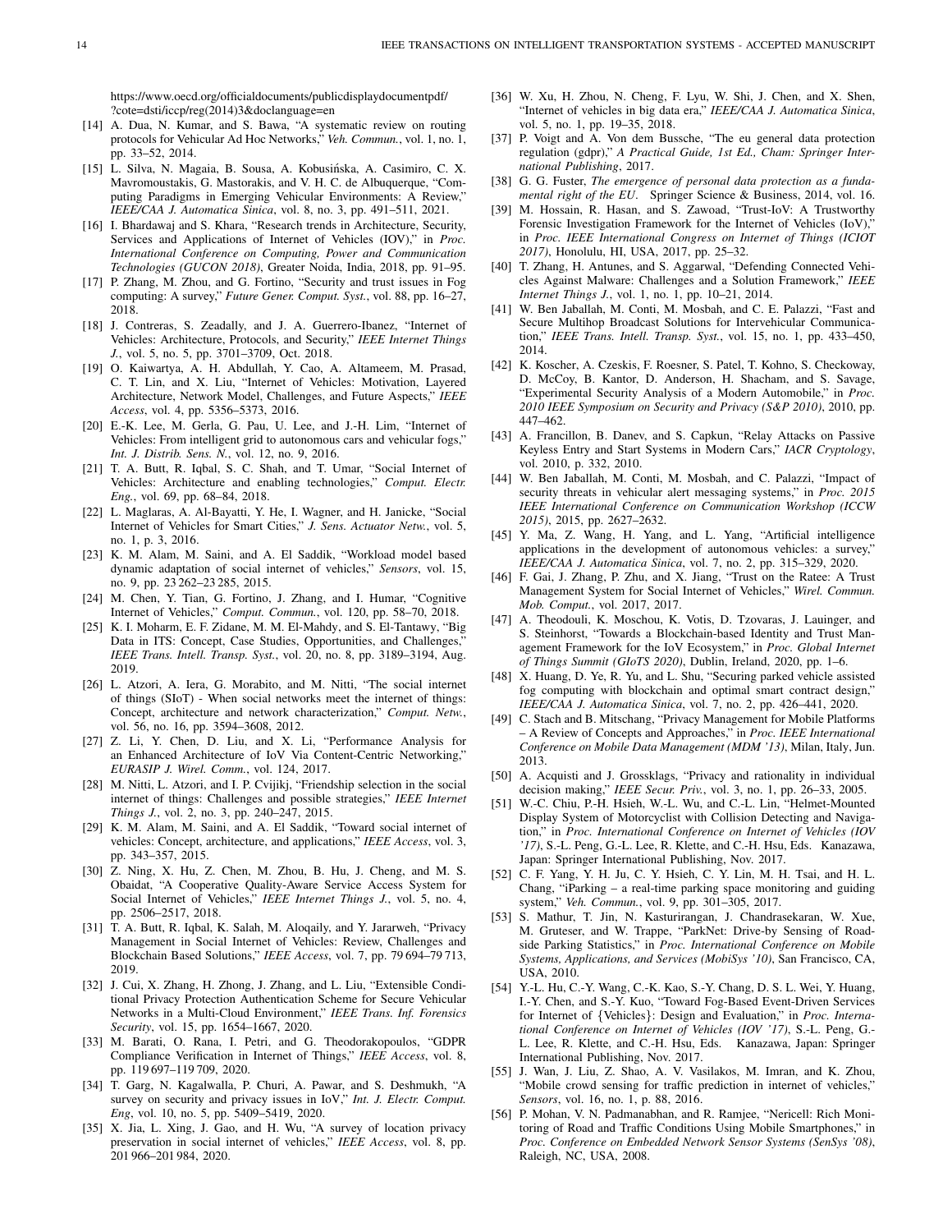https://www.oecd.org/officialdocuments/publicdisplaydocumentpdf/?cote=dsti/iccp/reg(2014)3&doclanguage=en

[14] A. Dua, N. Kumar, and S. Bawa, "A systematic review on routing protocols for Vehicular Ad Hoc Networks," *Veh. Commun.*, vol. 1, no. 1, pp. 33–52, 2014.

[15] L. Silva, N. Magaia, B. Sousa, A. Kobusińska, A. Casimiro, C. X. Mavromoustakis, G. Mastorakis, and V. H. C. de Albuquerque, "Computing Paradigms in Emerging Vehicular Environments: A Review," *IEEE/CAA J. Automatica Sinica*, vol. 8, no. 3, pp. 491–511, 2021.

[16] I. Bhardawaj and S. Khara, "Research trends in Architecture, Security, Services and Applications of Internet of Vehicles (IOV)," in *Proc. International Conference on Computing, Power and Communication Technologies (GUCON 2018)*, Greater Noida, India, 2018, pp. 91–95.

[17] P. Zhang, M. Zhou, and G. Fortino, "Security and trust issues in Fog computing: A survey," *Future Gener. Comput. Syst.*, vol. 88, pp. 16–27, 2018.

[18] J. Contreras, S. Zeadally, and J. A. Guerrero-Ibanez, "Internet of Vehicles: Architecture, Protocols, and Security," *IEEE Internet Things J.*, vol. 5, no. 5, pp. 3701–3709, Oct. 2018.

[19] O. Kaiwartya, A. H. Abdullah, Y. Cao, A. Altameem, M. Prasad, C. T. Lin, and X. Liu, "Internet of Vehicles: Motivation, Layered Architecture, Network Model, Challenges, and Future Aspects," *IEEE Access*, vol. 4, pp. 5356–5373, 2016.

[20] E.-K. Lee, M. Gerla, G. Pau, U. Lee, and J.-H. Lim, "Internet of Vehicles: From intelligent grid to autonomous cars and vehicular fogs," *Int. J. Distrib. Sens. N.*, vol. 12, no. 9, 2016.

[21] T. A. Butt, R. Iqbal, S. C. Shah, and T. Umar, "Social Internet of Vehicles: Architecture and enabling technologies," *Comput. Electr. Eng.*, vol. 69, pp. 68–84, 2018.

[22] L. Maglaras, A. Al-Bayatti, Y. He, I. Wagner, and H. Janicke, "Social Internet of Vehicles for Smart Cities," *J. Sens. Actuator Netw.*, vol. 5, no. 1, p. 3, 2016.

[23] K. M. Alam, M. Saini, and A. El Saddik, "Workload model based dynamic adaptation of social internet of vehicles," *Sensors*, vol. 15, no. 9, pp. 23 262–23 285, 2015.

[24] M. Chen, Y. Tian, G. Fortino, J. Zhang, and I. Humar, "Cognitive Internet of Vehicles," *Comput. Commun.*, vol. 120, pp. 58–70, 2018.

[25] K. I. Moharm, E. F. Zidane, M. M. El-Mahdy, and S. El-Tantawy, "Big Data in ITS: Concept, Case Studies, Opportunities, and Challenges," *IEEE Trans. Intell. Transp. Syst.*, vol. 20, no. 8, pp. 3189–3194, Aug. 2019.

[26] L. Atzori, A. Iera, G. Morabito, and M. Nitti, "The social internet of things (SIoT) - When social networks meet the internet of things: Concept, architecture and network characterization," *Comput. Netw.*, vol. 56, no. 16, pp. 3594–3608, 2012.

[27] Z. Li, Y. Chen, D. Liu, and X. Li, "Performance Analysis for an Enhanced Architecture of IoV Via Content-Centric Networking," *EURASIP J. Wirel. Comm.*, vol. 124, 2017.

[28] M. Nitti, L. Atzori, and I. P. Cvijikj, "Friendship selection in the social internet of things: Challenges and possible strategies," *IEEE Internet Things J.*, vol. 2, no. 3, pp. 240–247, 2015.

[29] K. M. Alam, M. Saini, and A. El Saddik, "Toward social internet of vehicles: Concept, architecture, and applications," *IEEE Access*, vol. 3, pp. 343–357, 2015.

[30] Z. Ning, X. Hu, Z. Chen, M. Zhou, B. Hu, J. Cheng, and M. S. Obaidat, "A Cooperative Quality-Aware Service Access System for Social Internet of Vehicles," *IEEE Internet Things J.*, vol. 5, no. 4, pp. 2506–2517, 2018.

[31] T. A. Butt, R. Iqbal, K. Salah, M. Aloqaily, and Y. Jararweh, "Privacy Management in Social Internet of Vehicles: Review, Challenges and Blockchain Based Solutions," *IEEE Access*, vol. 7, pp. 79 694–79 713, 2019.

[32] J. Cui, X. Zhang, H. Zhong, J. Zhang, and L. Liu, "Extensible Conditional Privacy Protection Authentication Scheme for Secure Vehicular Networks in a Multi-Cloud Environment," *IEEE Trans. Inf. Forensics Security*, vol. 15, pp. 1654–1667, 2020.

[33] M. Barati, O. Rana, I. Petri, and G. Theodorakopoulos, "GDPR Compliance Verification in Internet of Things," *IEEE Access*, vol. 8, pp. 119 697–119 709, 2020.

[34] T. Garg, N. Kagalwalla, P. Churi, A. Pawar, and S. Deshmukh, "A survey on security and privacy issues in IoV," *Int. J. Electr. Comput. Eng*, vol. 10, no. 5, pp. 5409–5419, 2020.

[35] X. Jia, L. Xing, J. Gao, and H. Wu, "A survey of location privacy preservation in social internet of vehicles," *IEEE Access*, vol. 8, pp. 201 966–201 984, 2020.

[36] W. Xu, H. Zhou, N. Cheng, F. Lyu, W. Shi, J. Chen, and X. Shen, "Internet of vehicles in big data era," *IEEE/CAA J. Automatica Sinica*, vol. 5, no. 1, pp. 19–35, 2018.

[37] P. Voigt and A. Von dem Bussche, "The eu general data protection regulation (gdpr)," *A Practical Guide, 1st Ed., Cham: Springer International Publishing*, 2017.

[38] G. G. Fuster, *The emergence of personal data protection as a fundamental right of the EU*. Springer Science & Business, 2014, vol. 16.

[39] M. Hossain, R. Hasan, and S. Zawoad, "Trust-IoV: A Trustworthy Forensic Investigation Framework for the Internet of Vehicles (IoV)," in *Proc. IEEE International Congress on Internet of Things (ICIOT 2017)*, Honolulu, HI, USA, 2017, pp. 25–32.

[40] T. Zhang, H. Antunes, and S. Aggarwal, "Defending Connected Vehicles Against Malware: Challenges and a Solution Framework," *IEEE Internet Things J.*, vol. 1, no. 1, pp. 10–21, 2014.

[41] W. Ben Jaballah, M. Conti, M. Mosbah, and C. E. Palazzi, "Fast and Secure Multihop Broadcast Solutions for Intervehicular Communication," *IEEE Trans. Intell. Transp. Syst.*, vol. 15, no. 1, pp. 433–450, 2014.

[42] K. Koscher, A. Czeskis, F. Roesner, S. Patel, T. Kohno, S. Checkoway, D. McCoy, B. Kantor, D. Anderson, H. Shacham, and S. Savage, "Experimental Security Analysis of a Modern Automobile," in *Proc. 2010 IEEE Symposium on Security and Privacy (S&P 2010)*, 2010, pp. 447–462.

[43] A. Francillon, B. Danev, and S. Capkun, "Relay Attacks on Passive Keyless Entry and Start Systems in Modern Cars," *IACR Cryptology*, vol. 2010, p. 332, 2010.

[44] W. Ben Jaballah, M. Conti, M. Mosbah, and C. Palazzi, "Impact of security threats in vehicular alert messaging systems," in *Proc. 2015 IEEE International Conference on Communication Workshop (ICCW 2015)*, 2015, pp. 2627–2632.

[45] Y. Ma, Z. Wang, H. Yang, and L. Yang, "Artificial intelligence applications in the development of autonomous vehicles: a survey," *IEEE/CAA J. Automatica Sinica*, vol. 7, no. 2, pp. 315–329, 2020.

[46] F. Gai, J. Zhang, P. Zhu, and X. Jiang, "Trust on the Ratee: A Trust Management System for Social Internet of Vehicles," *Wirel. Commun. Mob. Comput.*, vol. 2017, 2017.

[47] A. Theodouli, K. Moschou, K. Votis, D. Tzovaras, J. Lauinger, and S. Steinhorst, "Towards a Blockchain-based Identity and Trust Management Framework for the IoV Ecosystem," in *Proc. Global Internet of Things Summit (GIoTS 2020)*, Dublin, Ireland, 2020, pp. 1–6.

[48] X. Huang, D. Ye, R. Yu, and L. Shu, "Securing parked vehicle assisted fog computing with blockchain and optimal smart contract design," *IEEE/CAA J. Automatica Sinica*, vol. 7, no. 2, pp. 426–441, 2020.

[49] C. Stach and B. Mitschang, "Privacy Management for Mobile Platforms – A Review of Concepts and Approaches," in *Proc. IEEE International Conference on Mobile Data Management (MDM '13)*, Milan, Italy, Jun. 2013.

[50] A. Acquisti and J. Grossklags, "Privacy and rationality in individual decision making," *IEEE Secur. Priv.*, vol. 3, no. 1, pp. 26–33, 2005.

[51] W.-C. Chiu, P.-H. Hsieh, W.-L. Wu, and C.-L. Lin, "Helmet-Mounted Display System of Motorcyclist with Collision Detecting and Navigation," in *Proc. International Conference on Internet of Vehicles (IOV '17)*, S.-L. Peng, G.-L. Lee, R. Klette, and C.-H. Hsu, Eds. Kanazawa, Japan: Springer International Publishing, Nov. 2017.

[52] C. F. Yang, Y. H. Ju, C. Y. Hsieh, C. Y. Lin, M. H. Tsai, and H. L. Chang, "iParking – a real-time parking space monitoring and guiding system," *Veh. Commun.*, vol. 9, pp. 301–305, 2017.

[53] S. Mathur, T. Jin, N. Kasturirangan, J. Chandrasekaran, W. Xue, M. Gruteser, and W. Trappe, "ParkNet: Drive-by Sensing of Roadside Parking Statistics," in *Proc. International Conference on Mobile Systems, Applications, and Services (MobiSys '10)*, San Francisco, CA, USA, 2010.

[54] Y.-L. Hu, C.-Y. Wang, C.-K. Kao, S.-Y. Chang, D. S. L. Wei, Y. Huang, I.-Y. Chen, and S.-Y. Kuo, "Toward Fog-Based Event-Driven Services for Internet of {Vehicles}: Design and Evaluation," in *Proc. International Conference on Internet of Vehicles (IOV '17)*, S.-L. Peng, G.-L. Lee, R. Klette, and C.-H. Hsu, Eds. Kanazawa, Japan: Springer International Publishing, Nov. 2017.

[55] J. Wan, J. Liu, Z. Shao, A. V. Vasilakos, M. Imran, and K. Zhou, "Mobile crowd sensing for traffic prediction in internet of vehicles," *Sensors*, vol. 16, no. 1, p. 88, 2016.

[56] P. Mohan, V. N. Padmanabhan, and R. Ramjee, "Nericell: Rich Monitoring of Road and Traffic Conditions Using Mobile Smartphones," in *Proc. Conference on Embedded Network Sensor Systems (SenSys '08)*, Raleigh, NC, USA, 2008.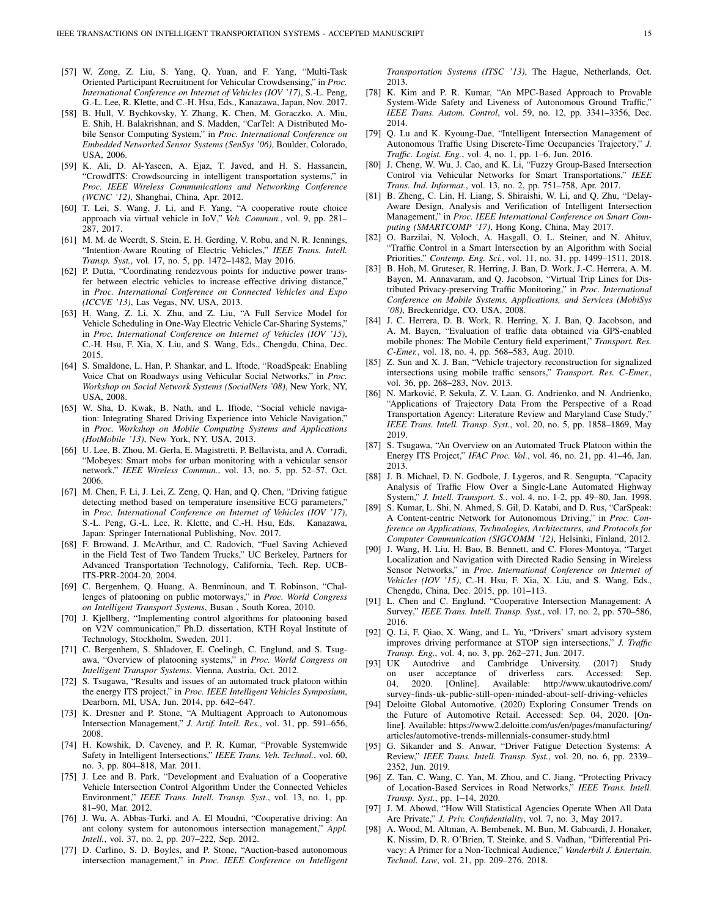[57] W. Zong, Z. Liu, S. Yang, Q. Yuan, and F. Yang, "Multi-Task Oriented Participant Recruitment for Vehicular Crowdsensing," in *Proc. International Conference on Internet of Vehicles (IOV '17)*, S.-L. Peng, G.-L. Lee, R. Klette, and C.-H. Hsu, Eds., Kanazawa, Japan, Nov. 2017.

[58] B. Hull, V. Bychkovsky, Y. Zhang, K. Chen, M. Goraczko, A. Miu, E. Shih, H. Balakrishnan, and S. Madden, "CarTel: A Distributed Mobile Sensor Computing System," in *Proc. International Conference on Embedded Networked Sensor Systems (SenSys '06)*, Boulder, Colorado, USA, 2006.

[59] K. Ali, D. Al-Yaseen, A. Ejaz, T. Javed, and H. S. Hassanein, "CrowdITS: Crowdsourcing in intelligent transportation systems," in *Proc. IEEE Wireless Communications and Networking Conference (WCNC '12)*, Shanghai, China, Apr. 2012.

[60] T. Lei, S. Wang, J. Li, and F. Yang, "A cooperative route choice approach via virtual vehicle in IoV," *Veh. Commun.*, vol. 9, pp. 281–287, 2017.

[61] M. M. de Weerdt, S. Stein, E. H. Gerding, V. Robu, and N. R. Jennings, "Intention-Aware Routing of Electric Vehicles," *IEEE Trans. Intell. Transp. Syst.*, vol. 17, no. 5, pp. 1472–1482, May 2016.

[62] P. Dutta, "Coordinating rendezvous points for inductive power transfer between electric vehicles to increase effective driving distance," in *Proc. International Conference on Connected Vehicles and Expo (ICCVE '13)*, Las Vegas, NV, USA, 2013.

[63] H. Wang, Z. Li, X. Zhu, and Z. Liu, "A Full Service Model for Vehicle Scheduling in One-Way Electric Vehicle Car-Sharing Systems," in *Proc. International Conference on Internet of Vehicles (IOV '15)*, C.-H. Hsu, F. Xia, X. Liu, and S. Wang, Eds., Chengdu, China, Dec. 2015.

[64] S. Smaldone, L. Han, P. Shankar, and L. Iftode, "RoadSpeak: Enabling Voice Chat on Roadways using Vehicular Social Networks," in *Proc. Workshop on Social Network Systems (SocialNets '08)*, New York, NY, USA, 2008.

[65] W. Sha, D. Kwak, B. Nath, and L. Iftode, "Social vehicle navigation: Integrating Shared Driving Experience into Vehicle Navigation," in *Proc. Workshop on Mobile Computing Systems and Applications (HotMobile '13)*, New York, NY, USA, 2013.

[66] U. Lee, B. Zhou, M. Gerla, E. Magistretti, P. Bellavista, and A. Corradi, "Mobeyes: Smart mobs for urban monitoring with a vehicular sensor network," *IEEE Wireless Commun.*, vol. 13, no. 5, pp. 52–57, Oct. 2006.

[67] M. Chen, F. Li, J. Lei, Z. Zeng, Q. Han, and Q. Chen, "Driving fatigue detecting method based on temperature insensitive ECG parameters," in *Proc. International Conference on Internet of Vehicles (IOV '17)*, S.-L. Peng, G.-L. Lee, R. Klette, and C.-H. Hsu, Eds. Kanazawa, Japan: Springer International Publishing, Nov. 2017.

[68] F. Browand, J. McArthur, and C. Radovich, "Fuel Saving Achieved in the Field Test of Two Tandem Trucks," UC Berkeley, Partners for Advanced Transportation Technology, California, Tech. Rep. UCB-ITS-PRR-2004-20, 2004.

[69] C. Bergenhem, Q. Huang, A. Benminoun, and T. Robinson, "Challenges of platooning on public motorways," in *Proc. World Congress on Intelligent Transport Systems*, Busan , South Korea, 2010.

[70] J. Kjellberg, "Implementing control algorithms for platooning based on V2V communication," Ph.D. dissertation, KTH Royal Institute of Technology, Stockholm, Sweden, 2011.

[71] C. Bergenhem, S. Shladover, E. Coelingh, C. Englund, and S. Tsugawa, "Overview of platooning systems," in *Proc. World Congress on Intelligent Transpor Systems*, Vienna, Austria, Oct. 2012.

[72] S. Tsugawa, "Results and issues of an automated truck platoon within the energy ITS project," in *Proc. IEEE Intelligent Vehicles Symposium*, Dearborn, MI, USA, Jun. 2014, pp. 642–647.

[73] K. Dresner and P. Stone, "A Multiagent Approach to Autonomous Intersection Management," *J. Artif. Intell. Res.*, vol. 31, pp. 591–656, 2008.

[74] H. Kowshik, D. Caveney, and P. R. Kumar, "Provable Systemwide Safety in Intelligent Intersections," *IEEE Trans. Veh. Technol.*, vol. 60, no. 3, pp. 804–818, Mar. 2011.

[75] J. Lee and B. Park, "Development and Evaluation of a Cooperative Vehicle Intersection Control Algorithm Under the Connected Vehicles Environment," *IEEE Trans. Intell. Transp. Syst.*, vol. 13, no. 1, pp. 81–90, Mar. 2012.

[76] J. Wu, A. Abbas-Turki, and A. El Moudni, "Cooperative driving: An ant colony system for autonomous intersection management," *Appl. Intell.*, vol. 37, no. 2, pp. 207–222, Sep. 2012.

[77] D. Carlino, S. D. Boyles, and P. Stone, "Auction-based autonomous intersection management," in *Proc. IEEE Conference on Intelligent Transportation Systems (ITSC '13)*, The Hague, Netherlands, Oct. 2013.

[78] K. Kim and P. R. Kumar, "An MPC-Based Approach to Provable System-Wide Safety and Liveness of Autonomous Ground Traffic," *IEEE Trans. Autom. Control*, vol. 59, no. 12, pp. 3341–3356, Dec. 2014.

[79] Q. Lu and K. Kyoung-Dae, "Intelligent Intersection Management of Autonomous Traffic Using Discrete-Time Occupancies Trajectory," *J. Traffic. Logist. Eng.*, vol. 4, no. 1, pp. 1–6, Jun. 2016.

[80] J. Cheng, W. Wu, J. Cao, and K. Li, "Fuzzy Group-Based Intersection Control via Vehicular Networks for Smart Transportations," *IEEE Trans. Ind. Informat.*, vol. 13, no. 2, pp. 751–758, Apr. 2017.

[81] B. Zheng, C. Lin, H. Liang, S. Shiraishi, W. Li, and Q. Zhu, "Delay-Aware Design, Analysis and Verification of Intelligent Intersection Management," in *Proc. IEEE International Conference on Smart Computing (SMARTCOMP '17)*, Hong Kong, China, May 2017.

[82] O. Barzilai, N. Voloch, A. Hasgall, O. L. Steiner, and N. Ahituv, "Traffic Control in a Smart Intersection by an Algorithm with Social Priorities," *Contemp. Eng. Sci.*, vol. 11, no. 31, pp. 1499–1511, 2018.

[83] B. Hoh, M. Gruteser, R. Herring, J. Ban, D. Work, J.-C. Herrera, A. M. Bayen, M. Annavaram, and Q. Jacobson, "Virtual Trip Lines for Distributed Privacy-preserving Traffic Monitoring," in *Proc. International Conference on Mobile Systems, Applications, and Services (MobiSys '08)*, Breckenridge, CO, USA, 2008.

[84] J. C. Herrera, D. B. Work, R. Herring, X. J. Ban, Q. Jacobson, and A. M. Bayen, "Evaluation of traffic data obtained via GPS-enabled mobile phones: The Mobile Century field experiment," *Transport. Res. C-Emer.*, vol. 18, no. 4, pp. 568–583, Aug. 2010.

[85] Z. Sun and X. J. Ban, "Vehicle trajectory reconstruction for signalized intersections using mobile traffic sensors," *Transport. Res. C-Emer.*, vol. 36, pp. 268–283, Nov. 2013.

[86] N. Marković, P. Sekuła, Z. V. Laan, G. Andrienko, and N. Andrienko, "Applications of Trajectory Data From the Perspective of a Road Transportation Agency: Literature Review and Maryland Case Study," *IEEE Trans. Intell. Transp. Syst.*, vol. 20, no. 5, pp. 1858–1869, May 2019.

[87] S. Tsugawa, "An Overview on an Automated Truck Platoon within the Energy ITS Project," *IFAC Proc. Vol.*, vol. 46, no. 21, pp. 41–46, Jan. 2013.

[88] J. B. Michael, D. N. Godbole, J. Lygeros, and R. Sengupta, "Capacity Analysis of Traffic Flow Over a Single-Lane Automated Highway System," *J. Intell. Transport. S.*, vol. 4, no. 1-2, pp. 49–80, Jan. 1998.

[89] S. Kumar, L. Shi, N. Ahmed, S. Gil, D. Katabi, and D. Rus, "CarSpeak: A Content-centric Network for Autonomous Driving," in *Proc. Conference on Applications, Technologies, Architectures, and Protocols for Computer Communication (SIGCOMM '12)*, Helsinki, Finland, 2012.

[90] J. Wang, H. Liu, H. Bao, B. Bennett, and C. Flores-Montoya, "Target Localization and Navigation with Directed Radio Sensing in Wireless Sensor Networks," in *Proc. International Conference on Internet of Vehicles (IOV '15)*, C.-H. Hsu, F. Xia, X. Liu, and S. Wang, Eds., Chengdu, China, Dec. 2015, pp. 101–113.

[91] L. Chen and C. Englund, "Cooperative Intersection Management: A Survey," *IEEE Trans. Intell. Transp. Syst.*, vol. 17, no. 2, pp. 570–586, 2016.

[92] Q. Li, F. Qiao, X. Wang, and L. Yu, "Drivers' smart advisory system improves driving performance at STOP sign intersections," *J. Traffic Transp. Eng.*, vol. 4, no. 3, pp. 262–271, Jun. 2017.

[93] UK Autodrive and Cambridge University. (2017) Study on user acceptance of driverless cars. Accessed: Sep. 04, 2020. [Online]. Available: http://www.ukautodrive.com/survey-finds-uk-public-still-open-minded-about-self-driving-vehicles

[94] Deloitte Global Automotive. (2020) Exploring Consumer Trends on the Future of Automotive Retail. Accessed: Sep. 04, 2020. [Online]. Available: https://www2.deloitte.com/us/en/pages/manufacturing/articles/automotive-trends-millennials-consumer-study.html

[95] G. Sikander and S. Anwar, "Driver Fatigue Detection Systems: A Review," *IEEE Trans. Intell. Transp. Syst.*, vol. 20, no. 6, pp. 2339–2352, Jun. 2019.

[96] Z. Tan, C. Wang, C. Yan, M. Zhou, and C. Jiang, "Protecting Privacy of Location-Based Services in Road Networks," *IEEE Trans. Intell. Transp. Syst.*, pp. 1–14, 2020.

[97] J. M. Abowd, "How Will Statistical Agencies Operate When All Data Are Private," *J. Priv. Confidentiality*, vol. 7, no. 3, May 2017.

[98] A. Wood, M. Altman, A. Bembenek, M. Bun, M. Gaboardi, J. Honaker, K. Nissim, D. R. O'Brien, T. Steinke, and S. Vadhan, "Differential Privacy: A Primer for a Non-Technical Audience," *Vanderbilt J. Entertain. Technol. Law*, vol. 21, pp. 209–276, 2018.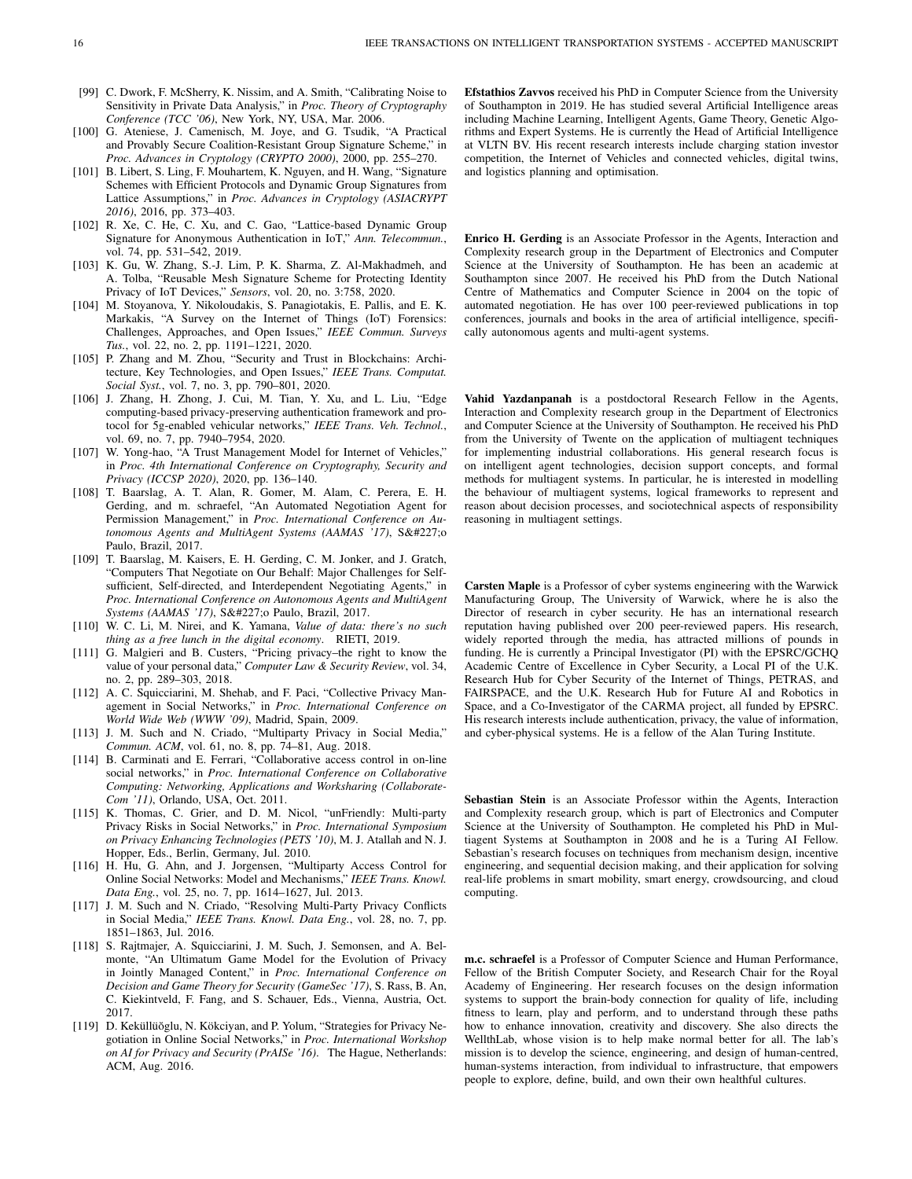[99] C. Dwork, F. McSherry, K. Nissim, and A. Smith, "Calibrating Noise to Sensitivity in Private Data Analysis," in *Proc. Theory of Cryptography Conference (TCC '06)*, New York, NY, USA, Mar. 2006.

[100] G. Ateniese, J. Camenisch, M. Joye, and G. Tsudik, "A Practical and Provably Secure Coalition-Resistant Group Signature Scheme," in *Proc. Advances in Cryptology (CRYPTO 2000)*, 2000, pp. 255–270.

[101] B. Libert, S. Ling, F. Mouhartem, K. Nguyen, and H. Wang, "Signature Schemes with Efficient Protocols and Dynamic Group Signatures from Lattice Assumptions," in *Proc. Advances in Cryptology (ASIACRYPT 2016)*, 2016, pp. 373–403.

[102] R. Xe, C. He, C. Xu, and C. Gao, "Lattice-based Dynamic Group Signature for Anonymous Authentication in IoT," *Ann. Telecommun.*, vol. 74, pp. 531–542, 2019.

[103] K. Gu, W. Zhang, S.-J. Lim, P. K. Sharma, Z. Al-Makhadmeh, and A. Tolba, "Reusable Mesh Signature Scheme for Protecting Identity Privacy of IoT Devices," *Sensors*, vol. 20, no. 3:758, 2020.

[104] M. Stoyanova, Y. Nikoloudakis, S. Panagiotakis, E. Pallis, and E. K. Markakis, "A Survey on the Internet of Things (IoT) Forensics: Challenges, Approaches, and Open Issues," *IEEE Commun. Surveys Tus.*, vol. 22, no. 2, pp. 1191–1221, 2020.

[105] P. Zhang and M. Zhou, "Security and Trust in Blockchains: Architecture, Key Technologies, and Open Issues," *IEEE Trans. Computat. Social Syst.*, vol. 7, no. 3, pp. 790–801, 2020.

[106] J. Zhang, H. Zhong, J. Cui, M. Tian, Y. Xu, and L. Liu, "Edge computing-based privacy-preserving authentication framework and protocol for 5g-enabled vehicular networks," *IEEE Trans. Veh. Technol.*, vol. 69, no. 7, pp. 7940–7954, 2020.

[107] W. Yong-hao, "A Trust Management Model for Internet of Vehicles," in *Proc. 4th International Conference on Cryptography, Security and Privacy (ICCSP 2020)*, 2020, pp. 136–140.

[108] T. Baarslag, A. T. Alan, R. Gomer, M. Alam, C. Perera, E. H. Gerding, and m. schraefel, "An Automated Negotiation Agent for Permission Management," in *Proc. International Conference on Autonomous Agents and MultiAgent Systems (AAMAS '17)*, S&#227;o Paulo, Brazil, 2017.

[109] T. Baarslag, M. Kaisers, E. H. Gerding, C. M. Jonker, and J. Gratch, "Computers That Negotiate on Our Behalf: Major Challenges for Self-sufficient, Self-directed, and Interdependent Negotiating Agents," in *Proc. International Conference on Autonomous Agents and MultiAgent Systems (AAMAS '17)*, S&#227;o Paulo, Brazil, 2017.

[110] W. C. Li, M. Nirei, and K. Yamana, *Value of data: there's no such thing as a free lunch in the digital economy*. RIETI, 2019.

[111] G. Malgieri and B. Custers, "Pricing privacy–the right to know the value of your personal data," *Computer Law & Security Review*, vol. 34, no. 2, pp. 289–303, 2018.

[112] A. C. Squicciarini, M. Shehab, and F. Paci, "Collective Privacy Management in Social Networks," in *Proc. International Conference on World Wide Web (WWW '09)*, Madrid, Spain, 2009.

[113] J. M. Such and N. Criado, "Multiparty Privacy in Social Media," *Commun. ACM*, vol. 61, no. 8, pp. 74–81, Aug. 2018.

[114] B. Carminati and E. Ferrari, "Collaborative access control in on-line social networks," in *Proc. International Conference on Collaborative Computing: Networking, Applications and Worksharing (Collaborate-Com '11)*, Orlando, USA, Oct. 2011.

[115] K. Thomas, C. Grier, and D. M. Nicol, "unFriendly: Multi-party Privacy Risks in Social Networks," in *Proc. International Symposium on Privacy Enhancing Technologies (PETS '10)*, M. J. Atallah and N. J. Hopper, Eds., Berlin, Germany, Jul. 2010.

[116] H. Hu, G. Ahn, and J. Jorgensen, "Multiparty Access Control for Online Social Networks: Model and Mechanisms," *IEEE Trans. Knowl. Data Eng.*, vol. 25, no. 7, pp. 1614–1627, Jul. 2013.

[117] J. M. Such and N. Criado, "Resolving Multi-Party Privacy Conflicts in Social Media," *IEEE Trans. Knowl. Data Eng.*, vol. 28, no. 7, pp. 1851–1863, Jul. 2016.

[118] S. Rajtmajer, A. Squicciarini, J. M. Such, J. Semonsen, and A. Belmonte, "An Ultimatum Game Model for the Evolution of Privacy in Jointly Managed Content," in *Proc. International Conference on Decision and Game Theory for Security (GameSec '17)*, S. Rass, B. An, C. Kiekintveld, F. Fang, and S. Schauer, Eds., Vienna, Austria, Oct. 2017.

[119] D. Keküllüoğlu, N. Kökciyan, and P. Yolum, "Strategies for Privacy Negotiation in Online Social Networks," in *Proc. International Workshop on AI for Privacy and Security (PrAISe '16)*. The Hague, Netherlands: ACM, Aug. 2016.

**Efstathios Zavvos** received his PhD in Computer Science from the University of Southampton in 2019. He has studied several Artificial Intelligence areas including Machine Learning, Intelligent Agents, Game Theory, Genetic Algorithms and Expert Systems. He is currently the Head of Artificial Intelligence at VLTN BV. His recent research interests include charging station investor competition, the Internet of Vehicles and connected vehicles, digital twins, and logistics planning and optimisation.

**Enrico H. Gerding** is an Associate Professor in the Agents, Interaction and Complexity research group in the Department of Electronics and Computer Science at the University of Southampton. He has been an academic at Southampton since 2007. He received his PhD from the Dutch National Centre of Mathematics and Computer Science in 2004 on the topic of automated negotiation. He has over 100 peer-reviewed publications in top conferences, journals and books in the area of artificial intelligence, specifically autonomous agents and multi-agent systems.

**Vahid Yazdanpanah** is a postdoctoral Research Fellow in the Agents, Interaction and Complexity research group in the Department of Electronics and Computer Science at the University of Southampton. He received his PhD from the University of Twente on the application of multiagent techniques for implementing industrial collaborations. His general research focus is on intelligent agent technologies, decision support concepts, and formal methods for multiagent systems. In particular, he is interested in modelling the behaviour of multiagent systems, logical frameworks to represent and reason about decision processes, and sociotechnical aspects of responsibility reasoning in multiagent settings.

**Carsten Maple** is a Professor of cyber systems engineering with the Warwick Manufacturing Group, The University of Warwick, where he is also the Director of research in cyber security. He has an international research reputation having published over 200 peer-reviewed papers. His research, widely reported through the media, has attracted millions of pounds in funding. He is currently a Principal Investigator (PI) with the EPSRC/GCHQ Academic Centre of Excellence in Cyber Security, a Local PI of the U.K. Research Hub for Cyber Security of the Internet of Things, PETRAS, and FAIRSPACE, and the U.K. Research Hub for Future AI and Robotics in Space, and a Co-Investigator of the CARMA project, all funded by EPSRC. His research interests include authentication, privacy, the value of information, and cyber-physical systems. He is a fellow of the Alan Turing Institute.

**Sebastian Stein** is an Associate Professor within the Agents, Interaction and Complexity research group, which is part of Electronics and Computer Science at the University of Southampton. He completed his PhD in Multiagent Systems at Southampton in 2008 and he is a Turing AI Fellow. Sebastian's research focuses on techniques from mechanism design, incentive engineering, and sequential decision making, and their application for solving real-life problems in smart mobility, smart energy, crowdsourcing, and cloud computing.

**m.c. schraefel** is a Professor of Computer Science and Human Performance, Fellow of the British Computer Society, and Research Chair for the Royal Academy of Engineering. Her research focuses on the design information systems to support the brain-body connection for quality of life, including fitness to learn, play and perform, and to understand through these paths how to enhance innovation, creativity and discovery. She also directs the WellthLab, whose vision is to help make normal better for all. The lab's mission is to develop the science, engineering, and design of human-centred, human-systems interaction, from individual to infrastructure, that empowers people to explore, define, build, and own their own healthful cultures.